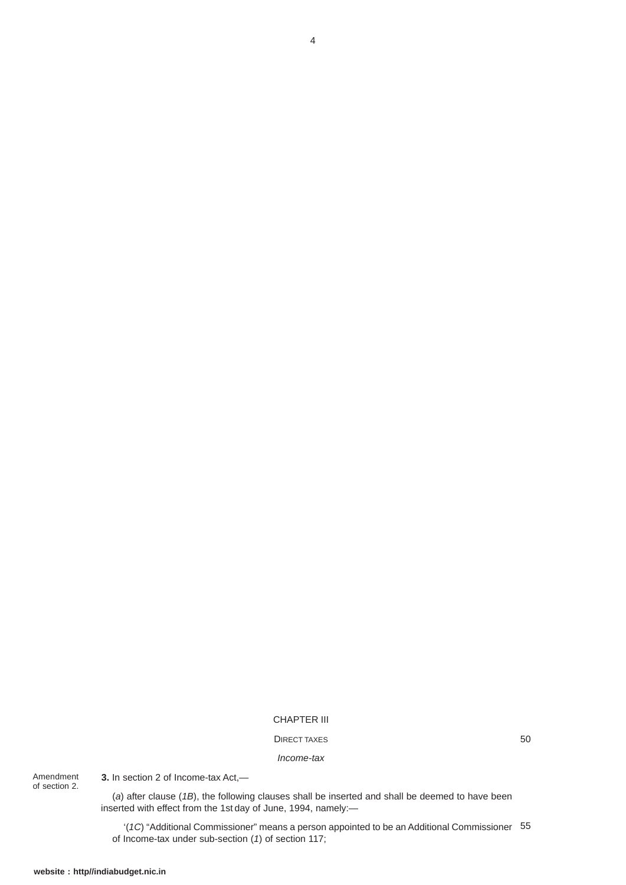## CHAPTER III

### DIRECT TAXES

*Income-tax*

Amendment of section 2.

**3.** In section 2 of Income-tax Act,—

(*a*) after clause (*1B*), the following clauses shall be inserted and shall be deemed to have been inserted with effect from the 1st day of June, 1994, namely:—

'(*1C*) "Additional Commissioner" means a person appointed to be an Additional Commissioner of Income-tax under sub-section (*1*) of section 117;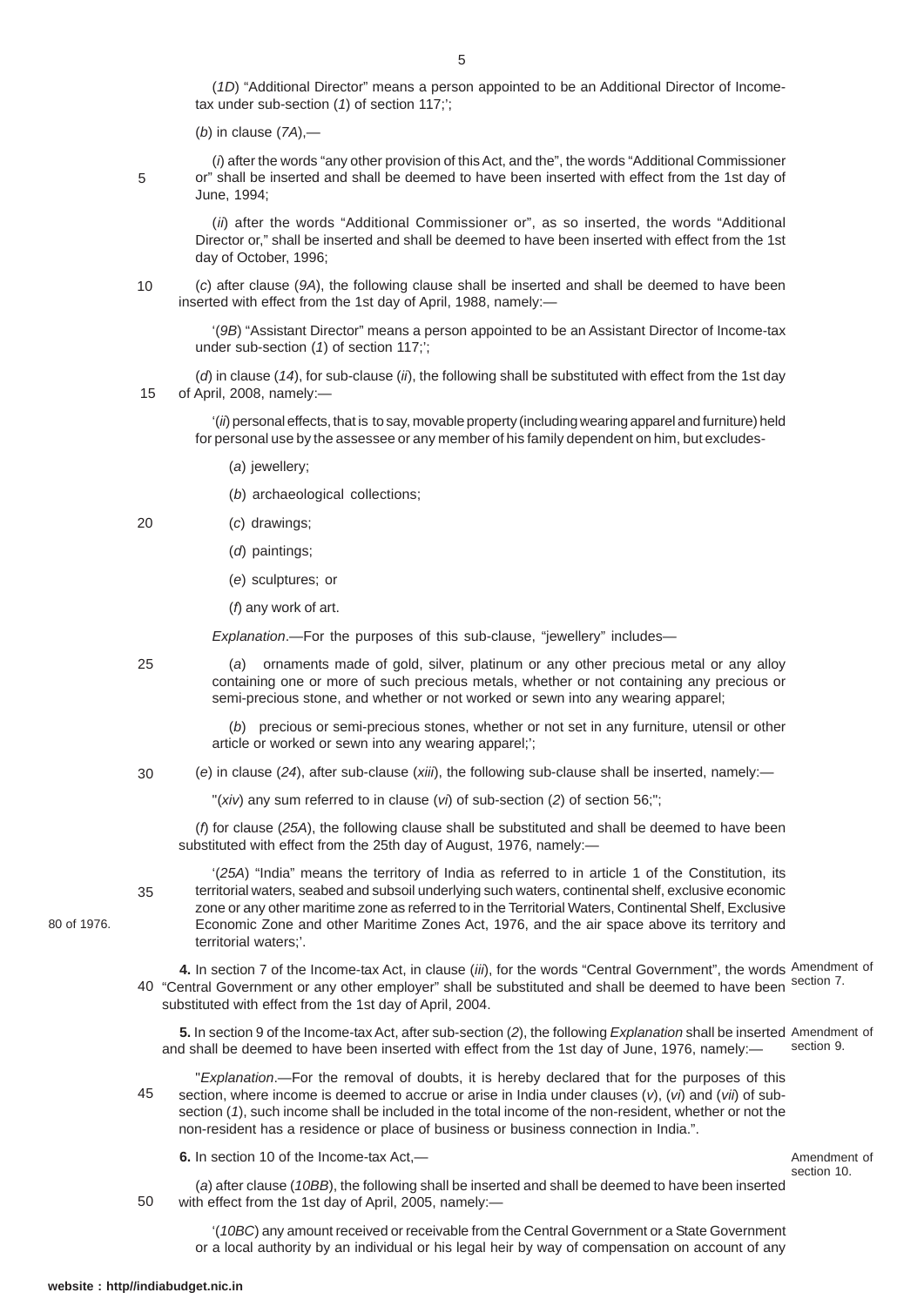(*1D*) "Additional Director" means a person appointed to be an Additional Director of Income-tax under sub-section (*1*) of section 117;';

(*b*) in clause (*7A*),—

(*i*) after the words "any other provision of this Act, and the", the words "Additional Commissioner or" shall be inserted and shall be deemed to have been inserted with effect from the 1st day of June, 1994;

(*ii*) after the words "Additional Commissioner or", as so inserted, the words "Additional Director or," shall be inserted and shall be deemed to have been inserted with effect from the 1st day of October, 1996;

(*c*) after clause (*9A*), the following clause shall be inserted and shall be deemed to have been inserted with effect from the 1st day of April, 1988, namely:—

'(*9B*) "Assistant Director" means a person appointed to be an Assistant Director of Income-tax under sub-section (*1*) of section 117;';

(*d*) in clause (*14*), for sub-clause (*ii*), the following shall be substituted with effect from the 1st day of April, 2008, namely:—

'(*ii*) personal effects, that is to say, movable property (including wearing apparel and furniture) held for personal use by the assessee or any member of his family dependent on him, but excludes-

(*a*) jewellery;

(*b*) archaeological collections;

(*c*) drawings;

(*d*) paintings;

(*e*) sculptures; or

(*f*) any work of art.

*Explanation*.—For the purposes of this sub-clause, "jewellery" includes—

(*a*) ornaments made of gold, silver, platinum or any other precious metal or any alloy containing one or more of such precious metals, whether or not containing any precious or semi-precious stone, and whether or not worked or sewn into any wearing apparel;

(*b*) precious or semi-precious stones, whether or not set in any furniture, utensil or other article or worked or sewn into any wearing apparel;';

(*e*) in clause (*24*), after sub-clause (*xiii*), the following sub-clause shall be inserted, namely:—

"(*xiv*) any sum referred to in clause (*vi*) of sub-section (*2*) of section 56;";

(*f*) for clause (*25A*), the following clause shall be substituted and shall be deemed to have been substituted with effect from the 25th day of August, 1976, namely:—

'(*25A*) "India" means the territory of India as referred to in article 1 of the Constitution, its territorial waters, seabed and subsoil underlying such waters, continental shelf, exclusive economic zone or any other maritime zone as referred to in the Territorial Waters, Continental Shelf, Exclusive Economic Zone and other Maritime Zones Act, 1976, and the air space above its territory and territorial waters;'. (80 of 1976.)

*Amendment of section 7.*

**4.** In section 7 of the Income-tax Act, in clause (*iii*), for the words "Central Government", the words "Central Government or any other employer" shall be substituted and shall be deemed to have been substituted with effect from the 1st day of April, 2004.

*Amendment of section 9.*

**5.** In section 9 of the Income-tax Act, after sub-section (*2*), the following *Explanation* shall be inserted and shall be deemed to have been inserted with effect from the 1st day of June, 1976, namely:—

"*Explanation*.—For the removal of doubts, it is hereby declared that for the purposes of this section, where income is deemed to accrue or arise in India under clauses (*v*), (*vi*) and (*vii*) of sub-section (*1*), such income shall be included in the total income of the non-resident, whether or not the non-resident has a residence or place of business or business connection in India.".

*Amendment of section 10.*

**6.** In section 10 of the Income-tax Act,—

(*a*) after clause (*10BB*), the following shall be inserted and shall be deemed to have been inserted with effect from the 1st day of April, 2005, namely:—

'(*10BC*) any amount received or receivable from the Central Government or a State Government or a local authority by an individual or his legal heir by way of compensation on account of any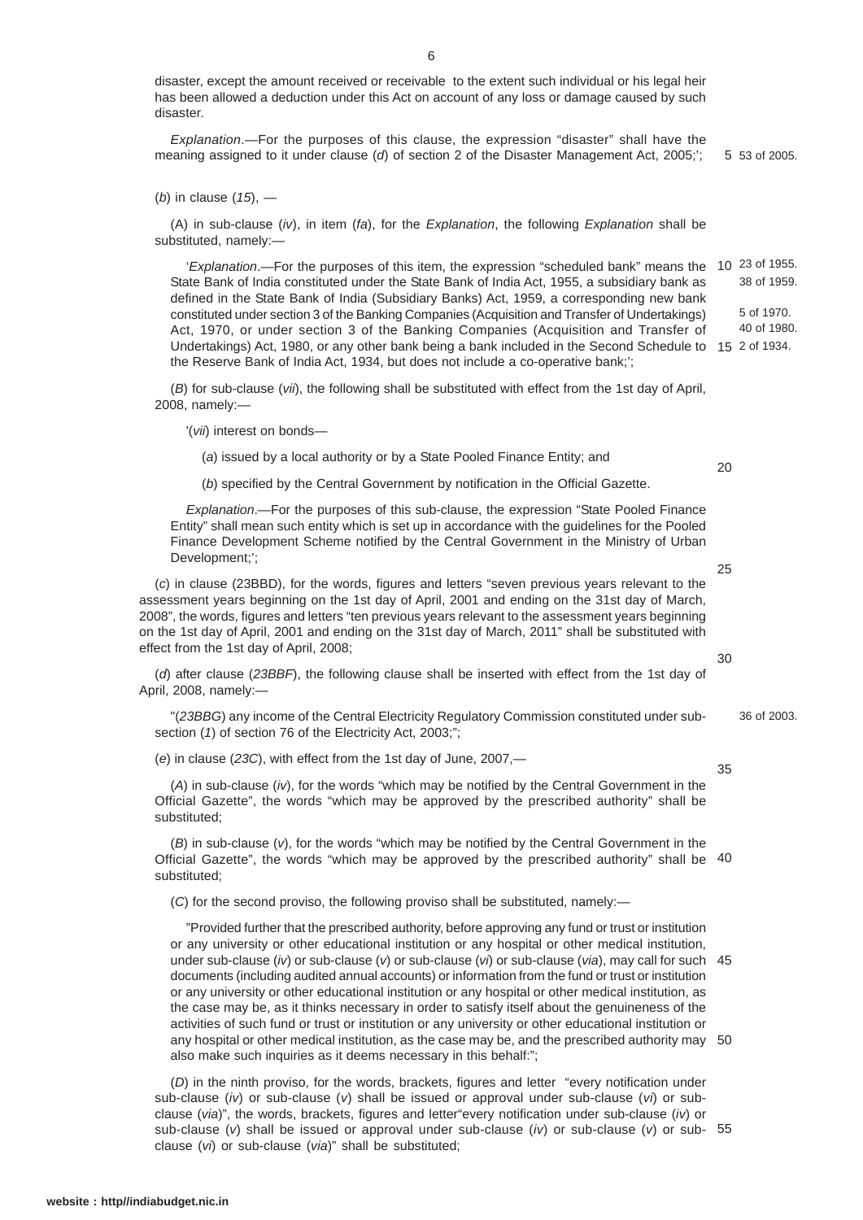disaster, except the amount received or receivable to the extent such individual or his legal heir has been allowed a deduction under this Act on account of any loss or damage caused by such disaster.

*Explanation*.—For the purposes of this clause, the expression "disaster" shall have the meaning assigned to it under clause (*d*) of section 2 of the Disaster Management Act, 2005;'; 53 of 2005.

(*b*) in clause (*15*), —

(A) in sub-clause (*iv*), in item (*fa*), for the *Explanation*, the following *Explanation* shall be substituted, namely:—

'*Explanation*.—For the purposes of this item, the expression "scheduled bank" means the State Bank of India constituted under the State Bank of India Act, 1955, a subsidiary bank as defined in the State Bank of India (Subsidiary Banks) Act, 1959, a corresponding new bank constituted under section 3 of the Banking Companies (Acquisition and Transfer of Undertakings) Act, 1970, or under section 3 of the Banking Companies (Acquisition and Transfer of Undertakings) Act, 1980, or any other bank being a bank included in the Second Schedule to the Reserve Bank of India Act, 1934, but does not include a co-operative bank;'; 23 of 1955. 38 of 1959. 5 of 1970. 40 of 1980. 2 of 1934.

(*B*) for sub-clause (*vii*), the following shall be substituted with effect from the 1st day of April, 2008, namely:—

'(*vii*) interest on bonds—

(*a*) issued by a local authority or by a State Pooled Finance Entity; and

(*b*) specified by the Central Government by notification in the Official Gazette.

*Explanation*.—For the purposes of this sub-clause, the expression "State Pooled Finance Entity" shall mean such entity which is set up in accordance with the guidelines for the Pooled Finance Development Scheme notified by the Central Government in the Ministry of Urban Development;';

(*c*) in clause (23BBD), for the words, figures and letters "seven previous years relevant to the assessment years beginning on the 1st day of April, 2001 and ending on the 31st day of March, 2008", the words, figures and letters "ten previous years relevant to the assessment years beginning on the 1st day of April, 2001 and ending on the 31st day of March, 2011" shall be substituted with effect from the 1st day of April, 2008;

(*d*) after clause (*23BBF*), the following clause shall be inserted with effect from the 1st day of April, 2008, namely:—

"(*23BBG*) any income of the Central Electricity Regulatory Commission constituted under sub-section (*1*) of section 76 of the Electricity Act, 2003;"; 36 of 2003.

(*e*) in clause (*23C*), with effect from the 1st day of June, 2007,—

(*A*) in sub-clause (*iv*), for the words "which may be notified by the Central Government in the Official Gazette", the words "which may be approved by the prescribed authority" shall be substituted;

(*B*) in sub-clause (*v*), for the words "which may be notified by the Central Government in the Official Gazette", the words "which may be approved by the prescribed authority" shall be substituted;

(*C*) for the second proviso, the following proviso shall be substituted, namely:—

"Provided further that the prescribed authority, before approving any fund or trust or institution or any university or other educational institution or any hospital or other medical institution, under sub-clause (*iv*) or sub-clause (*v*) or sub-clause (*vi*) or sub-clause (*via*), may call for such documents (including audited annual accounts) or information from the fund or trust or institution or any university or other educational institution or any hospital or other medical institution, as the case may be, as it thinks necessary in order to satisfy itself about the genuineness of the activities of such fund or trust or institution or any university or other educational institution or any hospital or other medical institution, as the case may be, and the prescribed authority may also make such inquiries as it deems necessary in this behalf:";

(*D*) in the ninth proviso, for the words, brackets, figures and letter "every notification under sub-clause (*iv*) or sub-clause (*v*) shall be issued or approval under sub-clause (*vi*) or sub-clause (*via*)", the words, brackets, figures and letter"every notification under sub-clause (*iv*) or sub-clause (*v*) shall be issued or approval under sub-clause (*iv*) or sub-clause (*v*) or sub-clause (*vi*) or sub-clause (*via*)" shall be substituted;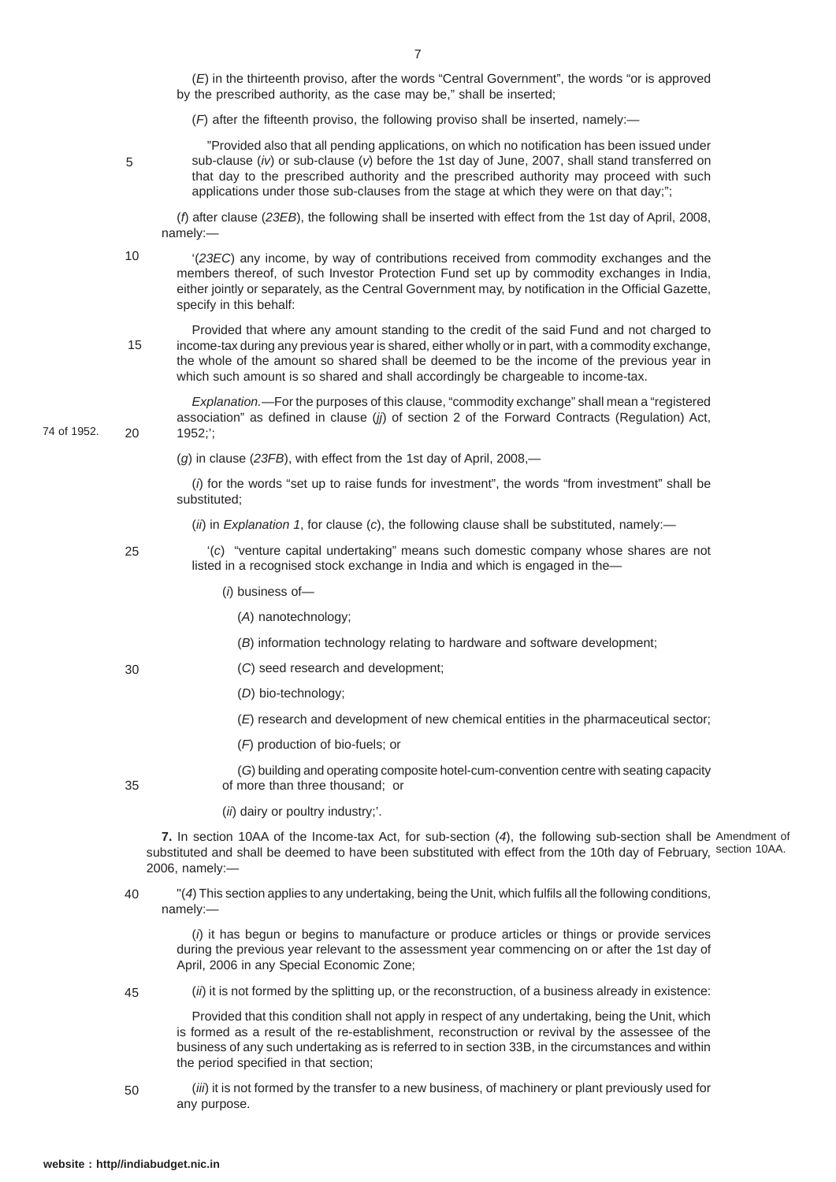(*E*) in the thirteenth proviso, after the words "Central Government", the words "or is approved by the prescribed authority, as the case may be," shall be inserted;

(*F*) after the fifteenth proviso, the following proviso shall be inserted, namely:—

"Provided also that all pending applications, on which no notification has been issued under sub-clause (*iv*) or sub-clause (*v*) before the 1st day of June, 2007, shall stand transferred on that day to the prescribed authority and the prescribed authority may proceed with such applications under those sub-clauses from the stage at which they were on that day;";

(*f*) after clause (*23EB*), the following shall be inserted with effect from the 1st day of April, 2008, namely:—

'(*23EC*) any income, by way of contributions received from commodity exchanges and the members thereof, of such Investor Protection Fund set up by commodity exchanges in India, either jointly or separately, as the Central Government may, by notification in the Official Gazette, specify in this behalf:

Provided that where any amount standing to the credit of the said Fund and not charged to income-tax during any previous year is shared, either wholly or in part, with a commodity exchange, the whole of the amount so shared shall be deemed to be the income of the previous year in which such amount is so shared and shall accordingly be chargeable to income-tax.

*Explanation.*—For the purposes of this clause, "commodity exchange" shall mean a "registered association" as defined in clause (*jj*) of section 2 of the Forward Contracts (Regulation) Act, 1952;'; 74 of 1952.

(*g*) in clause (*23FB*), with effect from the 1st day of April, 2008,—

(*i*) for the words "set up to raise funds for investment", the words "from investment" shall be substituted;

(*ii*) in *Explanation 1*, for clause (*c*), the following clause shall be substituted, namely:—

'(*c*) "venture capital undertaking" means such domestic company whose shares are not listed in a recognised stock exchange in India and which is engaged in the—

(*i*) business of—

(*A*) nanotechnology;

(*B*) information technology relating to hardware and software development;

(*C*) seed research and development;

(*D*) bio-technology;

(*E*) research and development of new chemical entities in the pharmaceutical sector;

(*F*) production of bio-fuels; or

(*G*) building and operating composite hotel-cum-convention centre with seating capacity of more than three thousand; or

(*ii*) dairy or poultry industry;'.

Amendment of section 10AA.

**7.** In section 10AA of the Income-tax Act, for sub-section (*4*), the following sub-section shall be substituted and shall be deemed to have been substituted with effect from the 10th day of February, 2006, namely:—

"(*4*) This section applies to any undertaking, being the Unit, which fulfils all the following conditions, namely:—

(*i*) it has begun or begins to manufacture or produce articles or things or provide services during the previous year relevant to the assessment year commencing on or after the 1st day of April, 2006 in any Special Economic Zone;

(*ii*) it is not formed by the splitting up, or the reconstruction, of a business already in existence:

Provided that this condition shall not apply in respect of any undertaking, being the Unit, which is formed as a result of the re-establishment, reconstruction or revival by the assessee of the business of any such undertaking as is referred to in section 33B, in the circumstances and within the period specified in that section;

(*iii*) it is not formed by the transfer to a new business, of machinery or plant previously used for any purpose.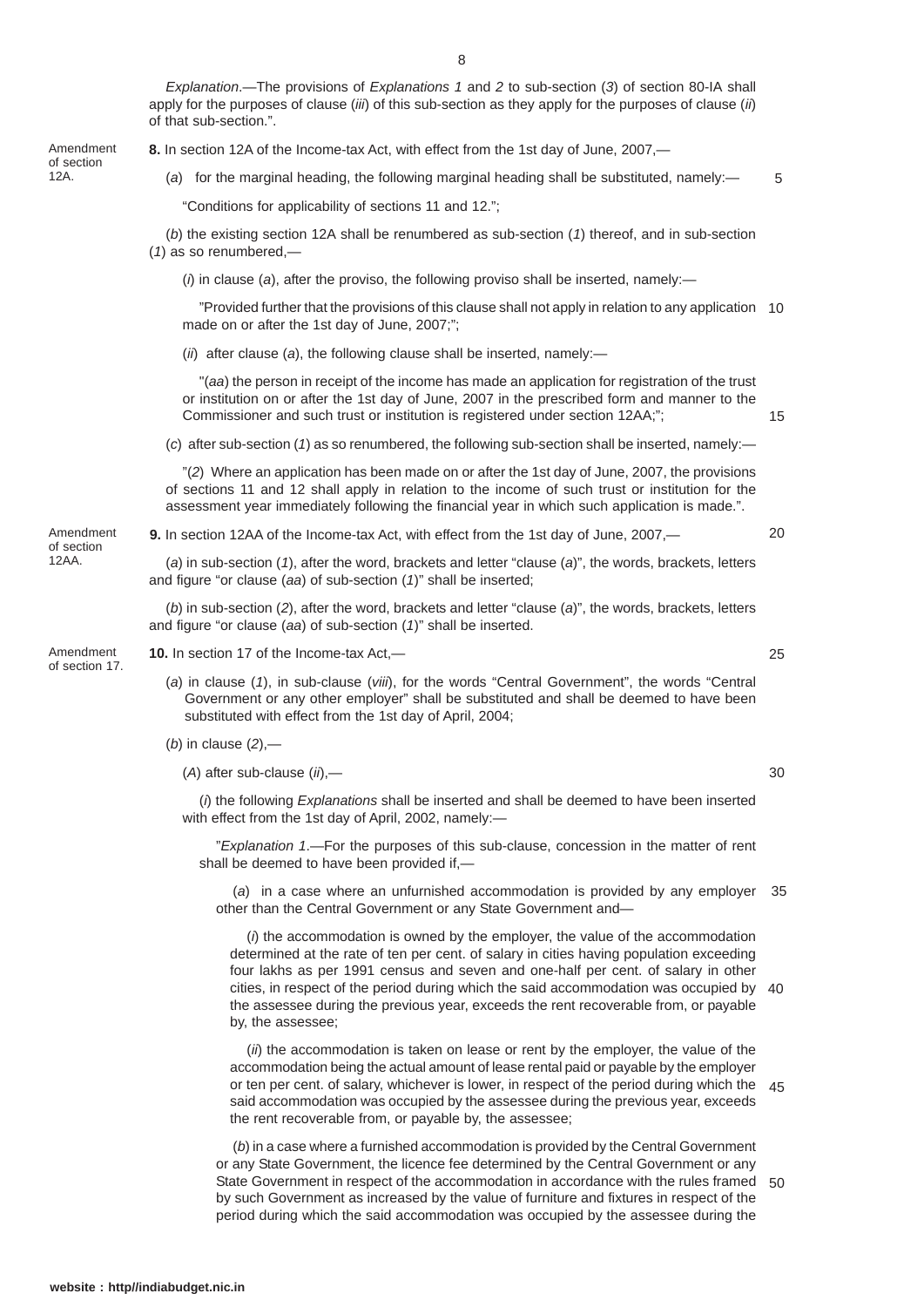*Explanation*.—The provisions of *Explanations 1* and *2* to sub-section (*3*) of section 80-IA shall apply for the purposes of clause (*iii*) of this sub-section as they apply for the purposes of clause (*ii*) of that sub-section.".

Amendment of section 12A.

**8.** In section 12A of the Income-tax Act, with effect from the 1st day of June, 2007,—

(*a*) for the marginal heading, the following marginal heading shall be substituted, namely:—

"Conditions for applicability of sections 11 and 12.";

(*b*) the existing section 12A shall be renumbered as sub-section (*1*) thereof, and in sub-section (*1*) as so renumbered,—

(*i*) in clause (*a*), after the proviso, the following proviso shall be inserted, namely:—

"Provided further that the provisions of this clause shall not apply in relation to any application made on or after the 1st day of June, 2007;";

(*ii*) after clause (*a*), the following clause shall be inserted, namely:—

"(*aa*) the person in receipt of the income has made an application for registration of the trust or institution on or after the 1st day of June, 2007 in the prescribed form and manner to the Commissioner and such trust or institution is registered under section 12AA;";

(*c*) after sub-section (*1*) as so renumbered, the following sub-section shall be inserted, namely:—

"(*2*) Where an application has been made on or after the 1st day of June, 2007, the provisions of sections 11 and 12 shall apply in relation to the income of such trust or institution for the assessment year immediately following the financial year in which such application is made.".

Amendment of section 12AA.

**9.** In section 12AA of the Income-tax Act, with effect from the 1st day of June, 2007,—

(*a*) in sub-section (*1*), after the word, brackets and letter "clause (*a*)", the words, brackets, letters and figure "or clause (*aa*) of sub-section (*1*)" shall be inserted;

(*b*) in sub-section (*2*), after the word, brackets and letter "clause (*a*)", the words, brackets, letters and figure "or clause (*aa*) of sub-section (*1*)" shall be inserted.

Amendment of section 17.

**10.** In section 17 of the Income-tax Act,—

(*a*) in clause (*1*), in sub-clause (*viii*), for the words "Central Government", the words "Central Government or any other employer" shall be substituted and shall be deemed to have been substituted with effect from the 1st day of April, 2004;

(*b*) in clause (*2*),—

(*A*) after sub-clause (*ii*),—

(*i*) the following *Explanations* shall be inserted and shall be deemed to have been inserted with effect from the 1st day of April, 2002, namely:—

"*Explanation 1*.—For the purposes of this sub-clause, concession in the matter of rent shall be deemed to have been provided if,—

(*a*) in a case where an unfurnished accommodation is provided by any employer other than the Central Government or any State Government and—

(*i*) the accommodation is owned by the employer, the value of the accommodation determined at the rate of ten per cent. of salary in cities having population exceeding four lakhs as per 1991 census and seven and one-half per cent. of salary in other cities, in respect of the period during which the said accommodation was occupied by the assessee during the previous year, exceeds the rent recoverable from, or payable by, the assessee;

(*ii*) the accommodation is taken on lease or rent by the employer, the value of the accommodation being the actual amount of lease rental paid or payable by the employer or ten per cent. of salary, whichever is lower, in respect of the period during which the said accommodation was occupied by the assessee during the previous year, exceeds the rent recoverable from, or payable by, the assessee;

(*b*) in a case where a furnished accommodation is provided by the Central Government or any State Government, the licence fee determined by the Central Government or any State Government in respect of the accommodation in accordance with the rules framed by such Government as increased by the value of furniture and fixtures in respect of the period during which the said accommodation was occupied by the assessee during the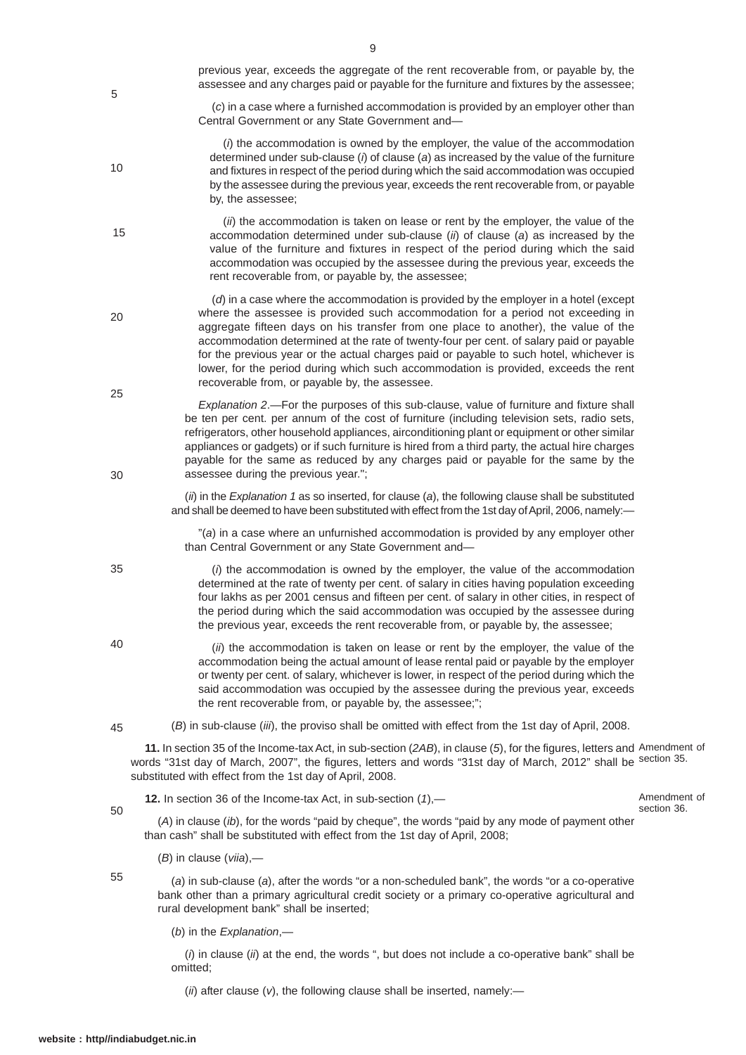previous year, exceeds the aggregate of the rent recoverable from, or payable by, the assessee and any charges paid or payable for the furniture and fixtures by the assessee;

(*c*) in a case where a furnished accommodation is provided by an employer other than Central Government or any State Government and—

(*i*) the accommodation is owned by the employer, the value of the accommodation determined under sub-clause (*i*) of clause (*a*) as increased by the value of the furniture and fixtures in respect of the period during which the said accommodation was occupied by the assessee during the previous year, exceeds the rent recoverable from, or payable by, the assessee;

(*ii*) the accommodation is taken on lease or rent by the employer, the value of the accommodation determined under sub-clause (*ii*) of clause (*a*) as increased by the value of the furniture and fixtures in respect of the period during which the said accommodation was occupied by the assessee during the previous year, exceeds the rent recoverable from, or payable by, the assessee;

(*d*) in a case where the accommodation is provided by the employer in a hotel (except where the assessee is provided such accommodation for a period not exceeding in aggregate fifteen days on his transfer from one place to another), the value of the accommodation determined at the rate of twenty-four per cent. of salary paid or payable for the previous year or the actual charges paid or payable to such hotel, whichever is lower, for the period during which such accommodation is provided, exceeds the rent recoverable from, or payable by, the assessee.

*Explanation 2*.—For the purposes of this sub-clause, value of furniture and fixture shall be ten per cent. per annum of the cost of furniture (including television sets, radio sets, refrigerators, other household appliances, airconditioning plant or equipment or other similar appliances or gadgets) or if such furniture is hired from a third party, the actual hire charges payable for the same as reduced by any charges paid or payable for the same by the assessee during the previous year.";

(*ii*) in the *Explanation 1* as so inserted, for clause (*a*), the following clause shall be substituted and shall be deemed to have been substituted with effect from the 1st day of April, 2006, namely:—

"(*a*) in a case where an unfurnished accommodation is provided by any employer other than Central Government or any State Government and—

(*i*) the accommodation is owned by the employer, the value of the accommodation determined at the rate of twenty per cent. of salary in cities having population exceeding four lakhs as per 2001 census and fifteen per cent. of salary in other cities, in respect of the period during which the said accommodation was occupied by the assessee during the previous year, exceeds the rent recoverable from, or payable by, the assessee;

(*ii*) the accommodation is taken on lease or rent by the employer, the value of the accommodation being the actual amount of lease rental paid or payable by the employer or twenty per cent. of salary, whichever is lower, in respect of the period during which the said accommodation was occupied by the assessee during the previous year, exceeds the rent recoverable from, or payable by, the assessee;";

(*B*) in sub-clause (*iii*), the proviso shall be omitted with effect from the 1st day of April, 2008.

Amendment of section 35.

**11.** In section 35 of the Income-tax Act, in sub-section (*2AB*), in clause (*5*), for the figures, letters and words "31st day of March, 2007", the figures, letters and words "31st day of March, 2012" shall be substituted with effect from the 1st day of April, 2008.

Amendment of section 36.

**12.** In section 36 of the Income-tax Act, in sub-section (*1*),—

(*A*) in clause (*ib*), for the words "paid by cheque", the words "paid by any mode of payment other than cash" shall be substituted with effect from the 1st day of April, 2008;

(*B*) in clause (*viia*),—

(*a*) in sub-clause (*a*), after the words "or a non-scheduled bank", the words "or a co-operative bank other than a primary agricultural credit society or a primary co-operative agricultural and rural development bank" shall be inserted;

(*b*) in the *Explanation*,—

(*i*) in clause (*ii*) at the end, the words ", but does not include a co-operative bank" shall be omitted;

(*ii*) after clause (*v*), the following clause shall be inserted, namely:—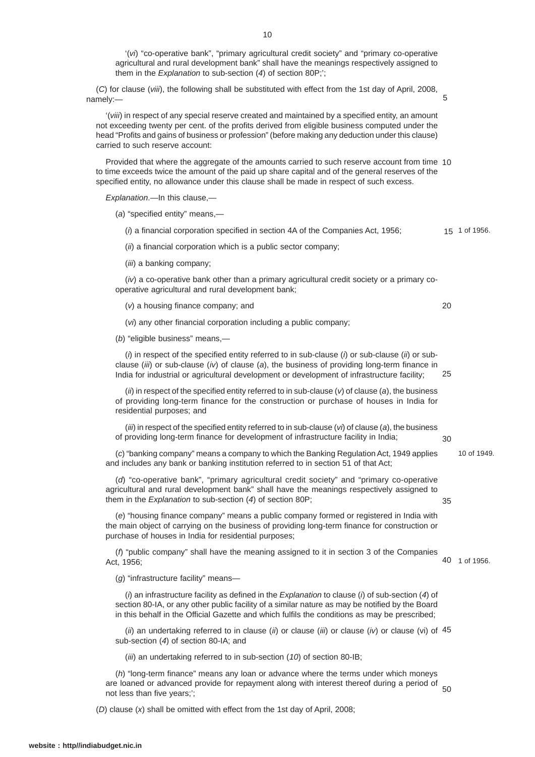'(*vi*) "co-operative bank", "primary agricultural credit society" and "primary co-operative agricultural and rural development bank" shall have the meanings respectively assigned to them in the *Explanation* to sub-section (*4*) of section 80P;';

(*C*) for clause (*viii*), the following shall be substituted with effect from the 1st day of April, 2008, namely:—

'(*viii*) in respect of any special reserve created and maintained by a specified entity, an amount not exceeding twenty per cent. of the profits derived from eligible business computed under the head "Profits and gains of business or profession" (before making any deduction under this clause) carried to such reserve account:

Provided that where the aggregate of the amounts carried to such reserve account from time to time exceeds twice the amount of the paid up share capital and of the general reserves of the specified entity, no allowance under this clause shall be made in respect of such excess.

*Explanation*.—In this clause,—

(*a*) "specified entity" means,—

(*i*) a financial corporation specified in section 4A of the Companies Act, 1956; 1 of 1956.

(*ii*) a financial corporation which is a public sector company;

(*iii*) a banking company;

(*iv*) a co-operative bank other than a primary agricultural credit society or a primary co-operative agricultural and rural development bank;

(*v*) a housing finance company; and

(*vi*) any other financial corporation including a public company;

(*b*) "eligible business" means,—

(*i*) in respect of the specified entity referred to in sub-clause (*i*) or sub-clause (*ii*) or sub-clause (*iii*) or sub-clause (*iv*) of clause (*a*), the business of providing long-term finance in India for industrial or agricultural development or development of infrastructure facility;

(*ii*) in respect of the specified entity referred to in sub-clause (*v*) of clause (*a*), the business of providing long-term finance for the construction or purchase of houses in India for residential purposes; and

(*iii*) in respect of the specified entity referred to in sub-clause (*vi*) of clause (*a*), the business of providing long-term finance for development of infrastructure facility in India;

(*c*) "banking company" means a company to which the Banking Regulation Act, 1949 applies and includes any bank or banking institution referred to in section 51 of that Act; 10 of 1949.

(*d*) "co-operative bank", "primary agricultural credit society" and "primary co-operative agricultural and rural development bank" shall have the meanings respectively assigned to them in the *Explanation* to sub-section (*4*) of section 80P;

(*e*) "housing finance company" means a public company formed or registered in India with the main object of carrying on the business of providing long-term finance for construction or purchase of houses in India for residential purposes;

(*f*) "public company" shall have the meaning assigned to it in section 3 of the Companies Act, 1956; 1 of 1956.

(*g*) "infrastructure facility" means—

(*i*) an infrastructure facility as defined in the *Explanation* to clause (*i*) of sub-section (*4*) of section 80-IA, or any other public facility of a similar nature as may be notified by the Board in this behalf in the Official Gazette and which fulfils the conditions as may be prescribed;

(*ii*) an undertaking referred to in clause (*ii*) or clause (*iii*) or clause (*iv*) or clause (vi) of sub-section (*4*) of section 80-IA; and

(*iii*) an undertaking referred to in sub-section (*10*) of section 80-IB;

(*h*) "long-term finance" means any loan or advance where the terms under which moneys are loaned or advanced provide for repayment along with interest thereof during a period of not less than five years;';

(*D*) clause (*x*) shall be omitted with effect from the 1st day of April, 2008;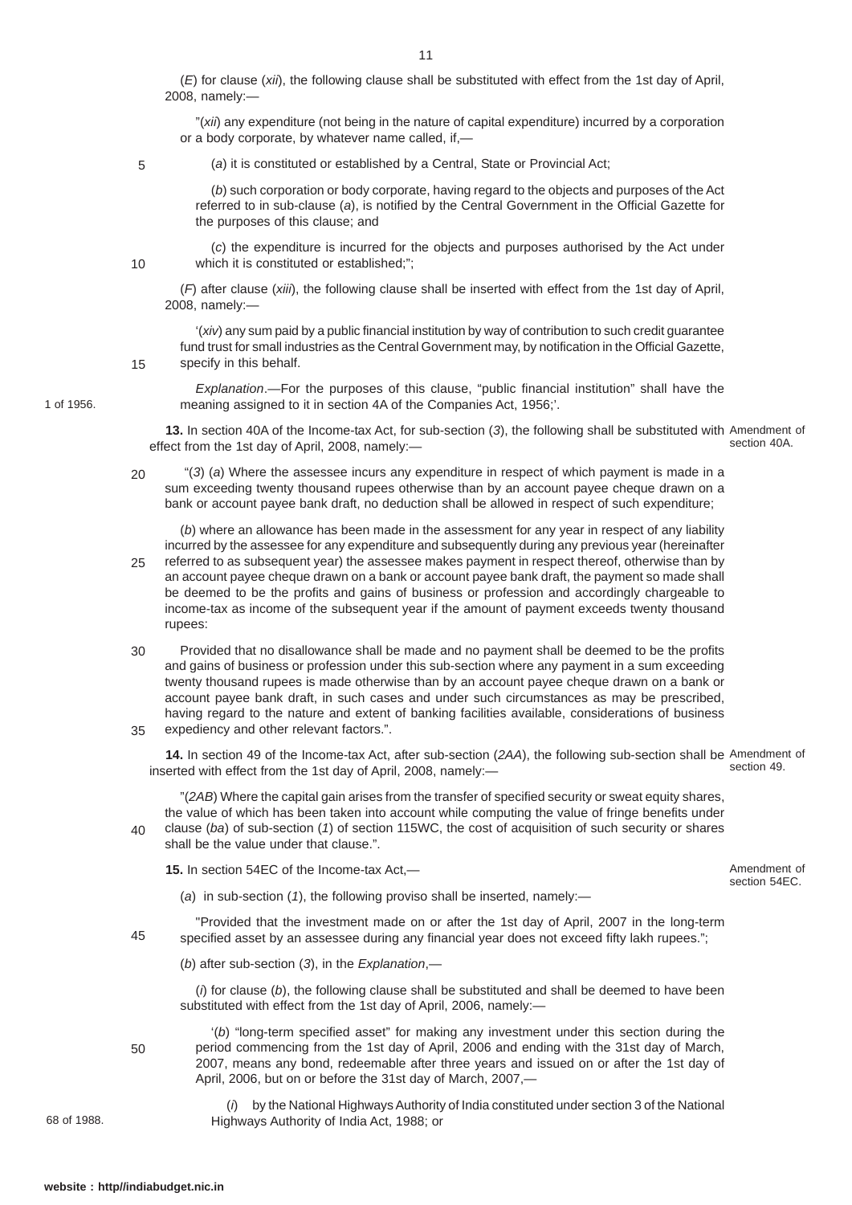(*E*) for clause (*xii*), the following clause shall be substituted with effect from the 1st day of April, 2008, namely:—

"(*xii*) any expenditure (not being in the nature of capital expenditure) incurred by a corporation or a body corporate, by whatever name called, if,—

(*a*) it is constituted or established by a Central, State or Provincial Act;

(*b*) such corporation or body corporate, having regard to the objects and purposes of the Act referred to in sub-clause (*a*), is notified by the Central Government in the Official Gazette for the purposes of this clause; and

(*c*) the expenditure is incurred for the objects and purposes authorised by the Act under which it is constituted or established;";

(*F*) after clause (*xiii*), the following clause shall be inserted with effect from the 1st day of April, 2008, namely:—

'(*xiv*) any sum paid by a public financial institution by way of contribution to such credit guarantee fund trust for small industries as the Central Government may, by notification in the Official Gazette, specify in this behalf.

*Explanation*.—For the purposes of this clause, "public financial institution" shall have the meaning assigned to it in section 4A of the Companies Act, 1956;'. (1 of 1956.)

**13.** In section 40A of the Income-tax Act, for sub-section (*3*), the following shall be substituted with effect from the 1st day of April, 2008, namely:— (Amendment of section 40A.)

"(*3*) (*a*) Where the assessee incurs any expenditure in respect of which payment is made in a sum exceeding twenty thousand rupees otherwise than by an account payee cheque drawn on a bank or account payee bank draft, no deduction shall be allowed in respect of such expenditure;

(*b*) where an allowance has been made in the assessment for any year in respect of any liability incurred by the assessee for any expenditure and subsequently during any previous year (hereinafter referred to as subsequent year) the assessee makes payment in respect thereof, otherwise than by an account payee cheque drawn on a bank or account payee bank draft, the payment so made shall be deemed to be the profits and gains of business or profession and accordingly chargeable to income-tax as income of the subsequent year if the amount of payment exceeds twenty thousand rupees:

Provided that no disallowance shall be made and no payment shall be deemed to be the profits and gains of business or profession under this sub-section where any payment in a sum exceeding twenty thousand rupees is made otherwise than by an account payee cheque drawn on a bank or account payee bank draft, in such cases and under such circumstances as may be prescribed, having regard to the nature and extent of banking facilities available, considerations of business expediency and other relevant factors.".

**14.** In section 49 of the Income-tax Act, after sub-section (*2AA*), the following sub-section shall be inserted with effect from the 1st day of April, 2008, namely:— (Amendment of section 49.)

"(*2AB*) Where the capital gain arises from the transfer of specified security or sweat equity shares, the value of which has been taken into account while computing the value of fringe benefits under clause (*ba*) of sub-section (*1*) of section 115WC, the cost of acquisition of such security or shares shall be the value under that clause.".

**15.** In section 54EC of the Income-tax Act,— (Amendment of section 54EC.)

(*a*) in sub-section (*1*), the following proviso shall be inserted, namely:—

"Provided that the investment made on or after the 1st day of April, 2007 in the long-term specified asset by an assessee during any financial year does not exceed fifty lakh rupees.";

(*b*) after sub-section (*3*), in the *Explanation*,—

(*i*) for clause (*b*), the following clause shall be substituted and shall be deemed to have been substituted with effect from the 1st day of April, 2006, namely:—

'(*b*) "long-term specified asset" for making any investment under this section during the period commencing from the 1st day of April, 2006 and ending with the 31st day of March, 2007, means any bond, redeemable after three years and issued on or after the 1st day of April, 2006, but on or before the 31st day of March, 2007,—

(*i*) by the National Highways Authority of India constituted under section 3 of the National Highways Authority of India Act, 1988; or (68 of 1988.)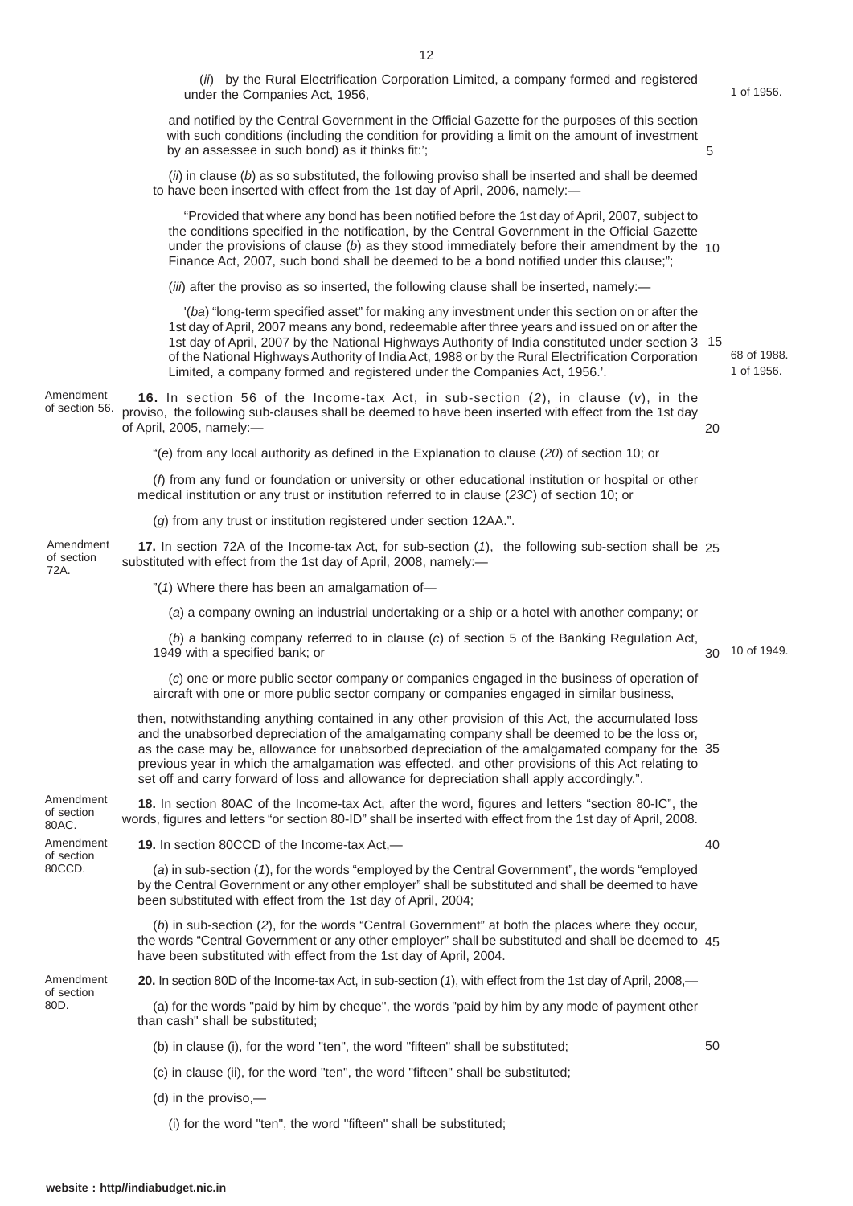(*ii*) by the Rural Electrification Corporation Limited, a company formed and registered under the Companies Act, 1956,

1 of 1956.

and notified by the Central Government in the Official Gazette for the purposes of this section with such conditions (including the condition for providing a limit on the amount of investment by an assessee in such bond) as it thinks fit:';

(*ii*) in clause (*b*) as so substituted, the following proviso shall be inserted and shall be deemed to have been inserted with effect from the 1st day of April, 2006, namely:—

"Provided that where any bond has been notified before the 1st day of April, 2007, subject to the conditions specified in the notification, by the Central Government in the Official Gazette under the provisions of clause (*b*) as they stood immediately before their amendment by the Finance Act, 2007, such bond shall be deemed to be a bond notified under this clause;";

(*iii*) after the proviso as so inserted, the following clause shall be inserted, namely:—

'(*ba*) "long-term specified asset" for making any investment under this section on or after the 1st day of April, 2007 means any bond, redeemable after three years and issued on or after the 1st day of April, 2007 by the National Highways Authority of India constituted under section 3 of the National Highways Authority of India Act, 1988 or by the Rural Electrification Corporation Limited, a company formed and registered under the Companies Act, 1956.'.

68 of 1988.
1 of 1956.

Amendment of section 56.

**16.** In section 56 of the Income-tax Act, in sub-section (*2*), in clause (*v*), in the proviso, the following sub-clauses shall be deemed to have been inserted with effect from the 1st day of April, 2005, namely:—

"(*e*) from any local authority as defined in the Explanation to clause (*20*) of section 10; or

(*f*) from any fund or foundation or university or other educational institution or hospital or other medical institution or any trust or institution referred to in clause (*23C*) of section 10; or

(*g*) from any trust or institution registered under section 12AA.".

Amendment of section 72A.

**17.** In section 72A of the Income-tax Act, for sub-section (*1*), the following sub-section shall be substituted with effect from the 1st day of April, 2008, namely:—

"(*1*) Where there has been an amalgamation of—

(*a*) a company owning an industrial undertaking or a ship or a hotel with another company; or

(*b*) a banking company referred to in clause (*c*) of section 5 of the Banking Regulation Act, 1949 with a specified bank; or

10 of 1949.

(*c*) one or more public sector company or companies engaged in the business of operation of aircraft with one or more public sector company or companies engaged in similar business,

then, notwithstanding anything contained in any other provision of this Act, the accumulated loss and the unabsorbed depreciation of the amalgamating company shall be deemed to be the loss or, as the case may be, allowance for unabsorbed depreciation of the amalgamated company for the previous year in which the amalgamation was effected, and other provisions of this Act relating to set off and carry forward of loss and allowance for depreciation shall apply accordingly.".

Amendment of section 80AC.

**18.** In section 80AC of the Income-tax Act, after the word, figures and letters "section 80-IC", the words, figures and letters "or section 80-ID" shall be inserted with effect from the 1st day of April, 2008.

Amendment of section 80CCD.

**19.** In section 80CCD of the Income-tax Act,—

(*a*) in sub-section (*1*), for the words "employed by the Central Government", the words "employed by the Central Government or any other employer" shall be substituted and shall be deemed to have been substituted with effect from the 1st day of April, 2004;

(*b*) in sub-section (*2*), for the words "Central Government" at both the places where they occur, the words "Central Government or any other employer" shall be substituted and shall be deemed to have been substituted with effect from the 1st day of April, 2004.

Amendment of section 80D.

**20.** In section 80D of the Income-tax Act, in sub-section (*1*), with effect from the 1st day of April, 2008,—

(a) for the words "paid by him by cheque", the words "paid by him by any mode of payment other than cash" shall be substituted;

(b) in clause (i), for the word "ten", the word "fifteen" shall be substituted;

(c) in clause (ii), for the word "ten", the word "fifteen" shall be substituted;

(d) in the proviso,—

(i) for the word "ten", the word "fifteen" shall be substituted;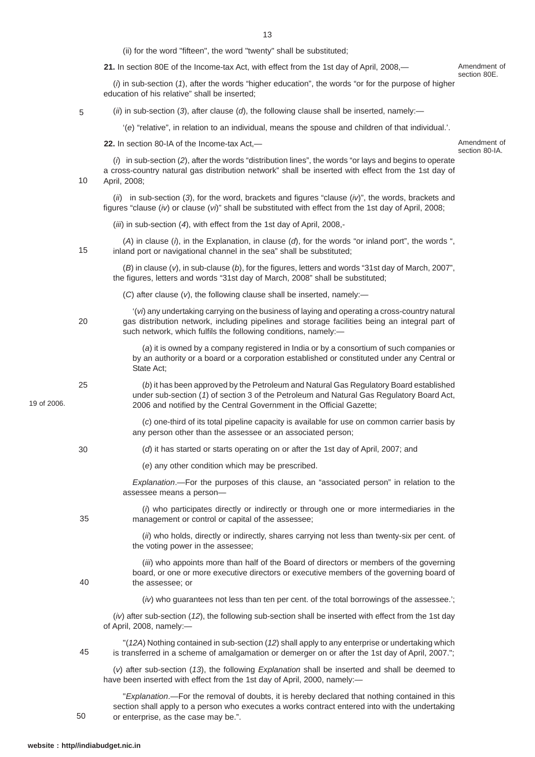(ii) for the word "fifteen", the word "twenty" shall be substituted;

**21.** In section 80E of the Income-tax Act, with effect from the 1st day of April, 2008,—

Amendment of section 80E.

(*i*) in sub-section (*1*), after the words "higher education", the words "or for the purpose of higher education of his relative" shall be inserted;

(*ii*) in sub-section (*3*), after clause (*d*), the following clause shall be inserted, namely:—

'(*e*) "relative", in relation to an individual, means the spouse and children of that individual.'.

**22.** In section 80-IA of the Income-tax Act,—

Amendment of section 80-IA.

(*i*) in sub-section (*2*), after the words "distribution lines", the words "or lays and begins to operate a cross-country natural gas distribution network" shall be inserted with effect from the 1st day of April, 2008;

(*ii*) in sub-section (*3*), for the word, brackets and figures "clause (*iv*)", the words, brackets and figures "clause (*iv*) or clause (*vi*)" shall be substituted with effect from the 1st day of April, 2008;

(*iii*) in sub-section (*4*), with effect from the 1st day of April, 2008,-

(*A*) in clause (*i*), in the Explanation, in clause (*d*), for the words "or inland port", the words ", inland port or navigational channel in the sea" shall be substituted;

(*B*) in clause (*v*), in sub-clause (*b*), for the figures, letters and words "31st day of March, 2007", the figures, letters and words "31st day of March, 2008" shall be substituted;

(*C*) after clause (*v*), the following clause shall be inserted, namely:—

'(*vi*) any undertaking carrying on the business of laying and operating a cross-country natural gas distribution network, including pipelines and storage facilities being an integral part of such network, which fulfils the following conditions, namely:—

(*a*) it is owned by a company registered in India or by a consortium of such companies or by an authority or a board or a corporation established or constituted under any Central or State Act;

(*b*) it has been approved by the Petroleum and Natural Gas Regulatory Board established under sub-section (*1*) of section 3 of the Petroleum and Natural Gas Regulatory Board Act, 2006 and notified by the Central Government in the Official Gazette;

19 of 2006.

(*c*) one-third of its total pipeline capacity is available for use on common carrier basis by any person other than the assessee or an associated person;

(*d*) it has started or starts operating on or after the 1st day of April, 2007; and

(*e*) any other condition which may be prescribed.

*Explanation*.—For the purposes of this clause, an "associated person" in relation to the assessee means a person—

(*i*) who participates directly or indirectly or through one or more intermediaries in the management or control or capital of the assessee;

(*ii*) who holds, directly or indirectly, shares carrying not less than twenty-six per cent. of the voting power in the assessee;

(*iii*) who appoints more than half of the Board of directors or members of the governing board, or one or more executive directors or executive members of the governing board of the assessee; or

(*iv*) who guarantees not less than ten per cent. of the total borrowings of the assessee.';

(*iv*) after sub-section (*12*), the following sub-section shall be inserted with effect from the 1st day of April, 2008, namely:—

"(*12A*) Nothing contained in sub-section (*12*) shall apply to any enterprise or undertaking which is transferred in a scheme of amalgamation or demerger on or after the 1st day of April, 2007.";

(*v*) after sub-section (*13*), the following *Explanation* shall be inserted and shall be deemed to have been inserted with effect from the 1st day of April, 2000, namely:—

"*Explanation*.—For the removal of doubts, it is hereby declared that nothing contained in this section shall apply to a person who executes a works contract entered into with the undertaking or enterprise, as the case may be.".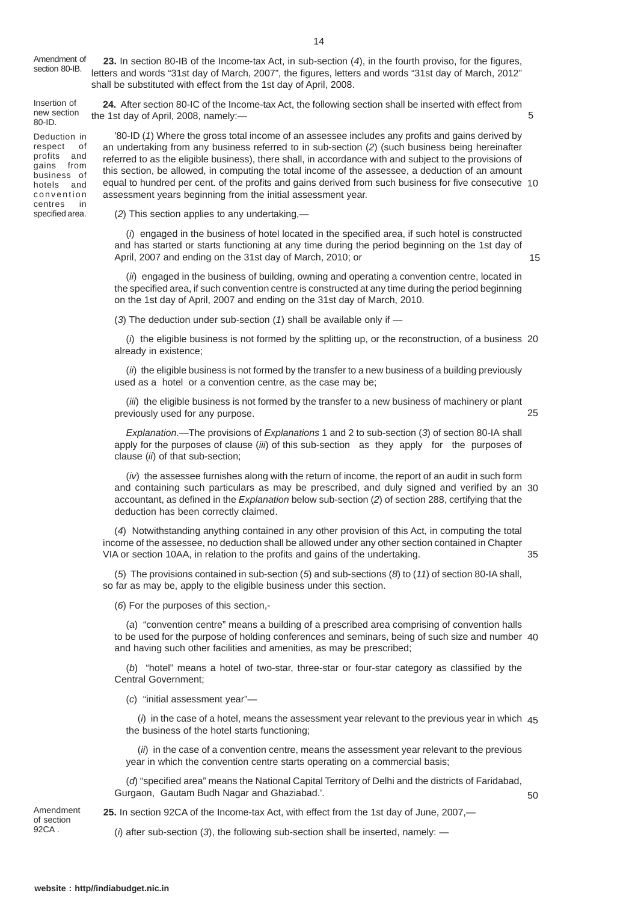Amendment of section 80-IB.

**23.** In section 80-IB of the Income-tax Act, in sub-section (*4*), in the fourth proviso, for the figures, letters and words "31st day of March, 2007", the figures, letters and words "31st day of March, 2012" shall be substituted with effect from the 1st day of April, 2008.

Insertion of new section 80-ID.

**24.** After section 80-IC of the Income-tax Act, the following section shall be inserted with effect from the 1st day of April, 2008, namely:—

Deduction in respect of profits and gains from business of hotels and convention centres in specified area.

'80-ID (*1*) Where the gross total income of an assessee includes any profits and gains derived by an undertaking from any business referred to in sub-section (*2*) (such business being hereinafter referred to as the eligible business), there shall, in accordance with and subject to the provisions of this section, be allowed, in computing the total income of the assessee, a deduction of an amount equal to hundred per cent. of the profits and gains derived from such business for five consecutive assessment years beginning from the initial assessment year.

(*2*) This section applies to any undertaking,—

(*i*) engaged in the business of hotel located in the specified area, if such hotel is constructed and has started or starts functioning at any time during the period beginning on the 1st day of April, 2007 and ending on the 31st day of March, 2010; or

(*ii*) engaged in the business of building, owning and operating a convention centre, located in the specified area, if such convention centre is constructed at any time during the period beginning on the 1st day of April, 2007 and ending on the 31st day of March, 2010.

(*3*) The deduction under sub-section (*1*) shall be available only if —

(*i*) the eligible business is not formed by the splitting up, or the reconstruction, of a business already in existence;

(*ii*) the eligible business is not formed by the transfer to a new business of a building previously used as a hotel or a convention centre, as the case may be;

(*iii*) the eligible business is not formed by the transfer to a new business of machinery or plant previously used for any purpose.

*Explanation*.—The provisions of *Explanations* 1 and 2 to sub-section (*3*) of section 80-IA shall apply for the purposes of clause (*iii*) of this sub-section as they apply for the purposes of clause (*ii*) of that sub-section;

(*iv*) the assessee furnishes along with the return of income, the report of an audit in such form and containing such particulars as may be prescribed, and duly signed and verified by an accountant, as defined in the *Explanation* below sub-section (*2*) of section 288, certifying that the deduction has been correctly claimed.

(*4*) Notwithstanding anything contained in any other provision of this Act, in computing the total income of the assessee, no deduction shall be allowed under any other section contained in Chapter VIA or section 10AA, in relation to the profits and gains of the undertaking.

(*5*) The provisions contained in sub-section (*5*) and sub-sections (*8*) to (*11*) of section 80-IA shall, so far as may be, apply to the eligible business under this section.

(*6*) For the purposes of this section,-

(*a*) "convention centre" means a building of a prescribed area comprising of convention halls to be used for the purpose of holding conferences and seminars, being of such size and number and having such other facilities and amenities, as may be prescribed;

(*b*) "hotel" means a hotel of two-star, three-star or four-star category as classified by the Central Government;

(*c*) "initial assessment year"—

(*i*) in the case of a hotel, means the assessment year relevant to the previous year in which the business of the hotel starts functioning;

(*ii*) in the case of a convention centre, means the assessment year relevant to the previous year in which the convention centre starts operating on a commercial basis;

(*d*) "specified area" means the National Capital Territory of Delhi and the districts of Faridabad, Gurgaon, Gautam Budh Nagar and Ghaziabad.'.

Amendment of section 92CA.

**25.** In section 92CA of the Income-tax Act, with effect from the 1st day of June, 2007,—

(*i*) after sub-section (*3*), the following sub-section shall be inserted, namely: —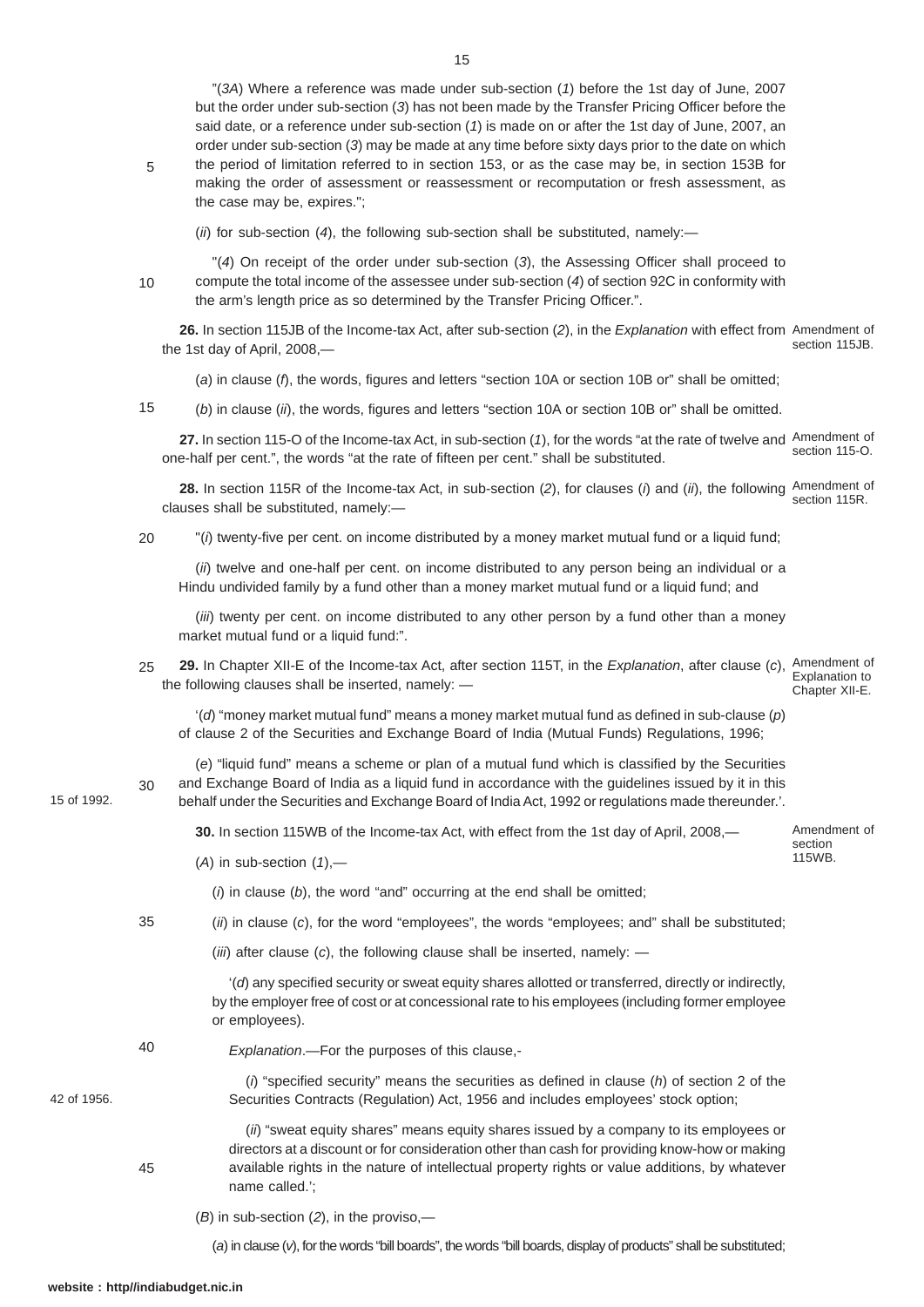"(*3A*) Where a reference was made under sub-section (*1*) before the 1st day of June, 2007 but the order under sub-section (*3*) has not been made by the Transfer Pricing Officer before the said date, or a reference under sub-section (*1*) is made on or after the 1st day of June, 2007, an order under sub-section (*3*) may be made at any time before sixty days prior to the date on which the period of limitation referred to in section 153, or as the case may be, in section 153B for making the order of assessment or reassessment or recomputation or fresh assessment, as the case may be, expires.";

(*ii*) for sub-section (*4*), the following sub-section shall be substituted, namely:—

"(*4*) On receipt of the order under sub-section (*3*), the Assessing Officer shall proceed to compute the total income of the assessee under sub-section (*4*) of section 92C in conformity with the arm's length price as so determined by the Transfer Pricing Officer.".

Amendment of section 115JB.

**26.** In section 115JB of the Income-tax Act, after sub-section (*2*), in the *Explanation* with effect from the 1st day of April, 2008,—

(*a*) in clause (*f*), the words, figures and letters "section 10A or section 10B or" shall be omitted;

(*b*) in clause (*ii*), the words, figures and letters "section 10A or section 10B or" shall be omitted.

Amendment of section 115-O.

**27.** In section 115-O of the Income-tax Act, in sub-section (*1*), for the words "at the rate of twelve and one-half per cent.", the words "at the rate of fifteen per cent." shall be substituted.

Amendment of section 115R.

**28.** In section 115R of the Income-tax Act, in sub-section (*2*), for clauses (*i*) and (*ii*), the following clauses shall be substituted, namely:—

"(*i*) twenty-five per cent. on income distributed by a money market mutual fund or a liquid fund;

(*ii*) twelve and one-half per cent. on income distributed to any person being an individual or a Hindu undivided family by a fund other than a money market mutual fund or a liquid fund; and

(*iii*) twenty per cent. on income distributed to any other person by a fund other than a money market mutual fund or a liquid fund:".

Amendment of Explanation to Chapter XII-E.

**29.** In Chapter XII-E of the Income-tax Act, after section 115T, in the *Explanation*, after clause (*c*), the following clauses shall be inserted, namely: —

'(*d*) "money market mutual fund" means a money market mutual fund as defined in sub-clause (*p*) of clause 2 of the Securities and Exchange Board of India (Mutual Funds) Regulations, 1996;

(*e*) "liquid fund" means a scheme or plan of a mutual fund which is classified by the Securities and Exchange Board of India as a liquid fund in accordance with the guidelines issued by it in this behalf under the Securities and Exchange Board of India Act, 1992 or regulations made thereunder.'.

15 of 1992.

Amendment of section 115WB.

**30.** In section 115WB of the Income-tax Act, with effect from the 1st day of April, 2008,—

(*A*) in sub-section (*1*),—

(*i*) in clause (*b*), the word "and" occurring at the end shall be omitted;

(*ii*) in clause (*c*), for the word "employees", the words "employees; and" shall be substituted;

(*iii*) after clause (*c*), the following clause shall be inserted, namely: —

'(*d*) any specified security or sweat equity shares allotted or transferred, directly or indirectly, by the employer free of cost or at concessional rate to his employees (including former employee or employees).

*Explanation*.—For the purposes of this clause,-

(*i*) "specified security" means the securities as defined in clause (*h*) of section 2 of the Securities Contracts (Regulation) Act, 1956 and includes employees' stock option;

42 of 1956.

(*ii*) "sweat equity shares" means equity shares issued by a company to its employees or directors at a discount or for consideration other than cash for providing know-how or making available rights in the nature of intellectual property rights or value additions, by whatever name called.';

(*B*) in sub-section (*2*), in the proviso,—

(*a*) in clause (*v*), for the words "bill boards", the words "bill boards, display of products" shall be substituted;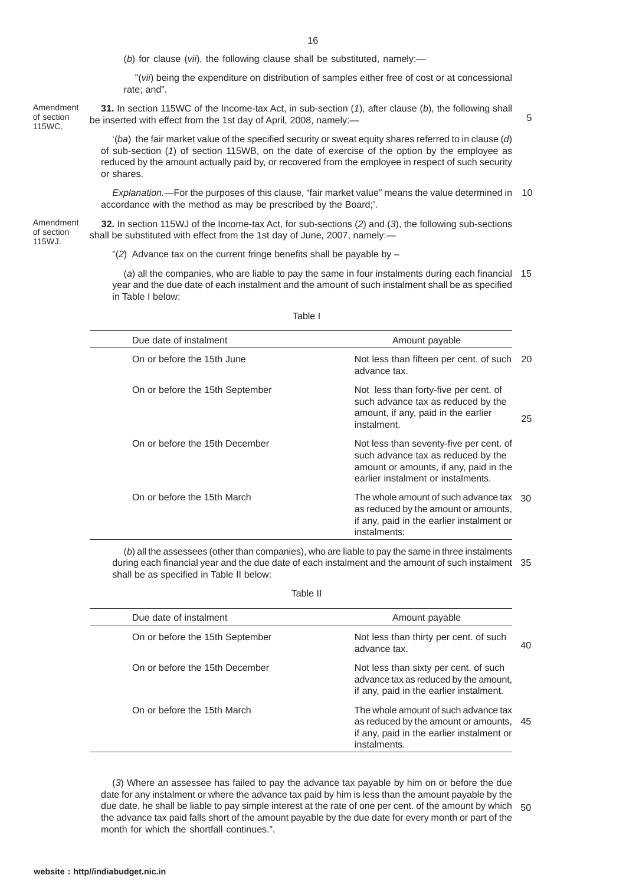(*b*) for clause (*vii*), the following clause shall be substituted, namely:—

"(*vii*) being the expenditure on distribution of samples either free of cost or at concessional rate; and".

Amendment of section 115WC.

**31.** In section 115WC of the Income-tax Act, in sub-section (*1*), after clause (*b*), the following shall be inserted with effect from the 1st day of April, 2008, namely:—

'(*ba*) the fair market value of the specified security or sweat equity shares referred to in clause (*d*) of sub-section (*1*) of section 115WB, on the date of exercise of the option by the employee as reduced by the amount actually paid by, or recovered from the employee in respect of such security or shares.

*Explanation.*—For the purposes of this clause, "fair market value" means the value determined in accordance with the method as may be prescribed by the Board;'.

Amendment of section 115WJ.

**32.** In section 115WJ of the Income-tax Act, for sub-sections (*2*) and (*3*), the following sub-sections shall be substituted with effect from the 1st day of June, 2007, namely:—

"(*2*) Advance tax on the current fringe benefits shall be payable by –

(*a*) all the companies, who are liable to pay the same in four instalments during each financial year and the due date of each instalment and the amount of such instalment shall be as specified in Table I below:

Table I

| Due date of instalment | Amount payable |
|---|---|
| On or before the 15th June | Not less than fifteen per cent. of such advance tax. |
| On or before the 15th September | Not less than forty-five per cent. of such advance tax as reduced by the amount, if any, paid in the earlier instalment. |
| On or before the 15th December | Not less than seventy-five per cent. of such advance tax as reduced by the amount or amounts, if any, paid in the earlier instalment or instalments. |
| On or before the 15th March | The whole amount of such advance tax as reduced by the amount or amounts, if any, paid in the earlier instalment or instalments; |

(*b*) all the assessees (other than companies), who are liable to pay the same in three instalments during each financial year and the due date of each instalment and the amount of such instalment shall be as specified in Table II below:

Table II

| Due date of instalment | Amount payable |
|---|---|
| On or before the 15th September | Not less than thirty per cent. of such advance tax. |
| On or before the 15th December | Not less than sixty per cent. of such advance tax as reduced by the amount, if any, paid in the earlier instalment. |
| On or before the 15th March | The whole amount of such advance tax as reduced by the amount or amounts, if any, paid in the earlier instalment or instalments. |

(*3*) Where an assessee has failed to pay the advance tax payable by him on or before the due date for any instalment or where the advance tax paid by him is less than the amount payable by the due date, he shall be liable to pay simple interest at the rate of one per cent. of the amount by which the advance tax paid falls short of the amount payable by the due date for every month or part of the month for which the shortfall continues.".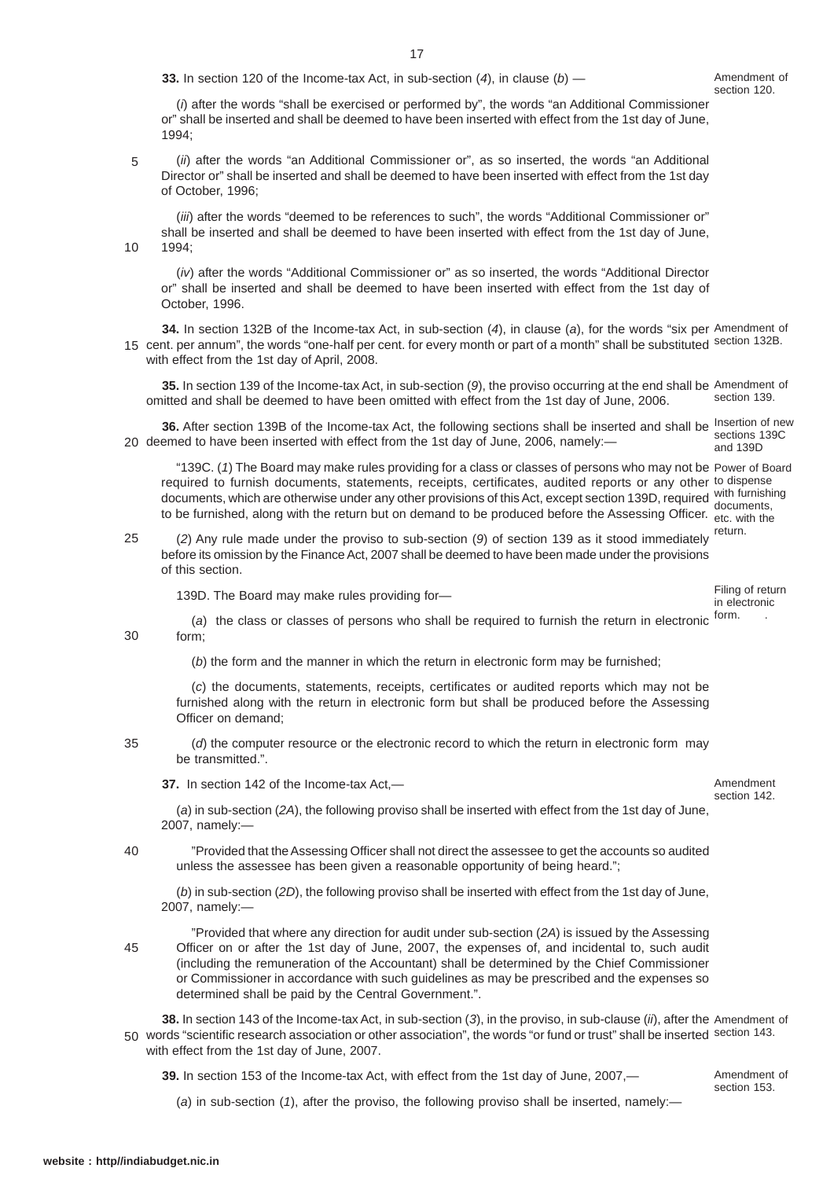**33.** In section 120 of the Income-tax Act, in sub-section (*4*), in clause (*b*) —

Amendment of section 120.

(*i*) after the words "shall be exercised or performed by", the words "an Additional Commissioner or" shall be inserted and shall be deemed to have been inserted with effect from the 1st day of June, 1994;

(*ii*) after the words "an Additional Commissioner or", as so inserted, the words "an Additional Director or" shall be inserted and shall be deemed to have been inserted with effect from the 1st day of October, 1996;

(*iii*) after the words "deemed to be references to such", the words "Additional Commissioner or" shall be inserted and shall be deemed to have been inserted with effect from the 1st day of June, 1994;

(*iv*) after the words "Additional Commissioner or" as so inserted, the words "Additional Director or" shall be inserted and shall be deemed to have been inserted with effect from the 1st day of October, 1996.

**34.** In section 132B of the Income-tax Act, in sub-section (*4*), in clause (*a*), for the words "six per cent. per annum", the words "one-half per cent. for every month or part of a month" shall be substituted with effect from the 1st day of April, 2008.

Amendment of section 132B.

**35.** In section 139 of the Income-tax Act, in sub-section (*9*), the proviso occurring at the end shall be omitted and shall be deemed to have been omitted with effect from the 1st day of June, 2006.

Amendment of section 139.

**36.** After section 139B of the Income-tax Act, the following sections shall be inserted and shall be deemed to have been inserted with effect from the 1st day of June, 2006, namely:—

Insertion of new sections 139C and 139D

"139C. (*1*) The Board may make rules providing for a class or classes of persons who may not be required to furnish documents, statements, receipts, certificates, audited reports or any other documents, which are otherwise under any other provisions of this Act, except section 139D, required to be furnished, along with the return but on demand to be produced before the Assessing Officer.

Power of Board to dispense with furnishing documents, etc. with the return.

(*2*) Any rule made under the proviso to sub-section (*9*) of section 139 as it stood immediately before its omission by the Finance Act, 2007 shall be deemed to have been made under the provisions of this section.

139D. The Board may make rules providing for—

Filing of return in electronic form.

(*a*) the class or classes of persons who shall be required to furnish the return in electronic form;

(*b*) the form and the manner in which the return in electronic form may be furnished;

(*c*) the documents, statements, receipts, certificates or audited reports which may not be furnished along with the return in electronic form but shall be produced before the Assessing Officer on demand;

(*d*) the computer resource or the electronic record to which the return in electronic form may be transmitted.".

**37.** In section 142 of the Income-tax Act,—

Amendment section 142.

(*a*) in sub-section (*2A*), the following proviso shall be inserted with effect from the 1st day of June, 2007, namely:—

"Provided that the Assessing Officer shall not direct the assessee to get the accounts so audited unless the assessee has been given a reasonable opportunity of being heard.";

(*b*) in sub-section (*2D*), the following proviso shall be inserted with effect from the 1st day of June, 2007, namely:—

"Provided that where any direction for audit under sub-section (*2A*) is issued by the Assessing Officer on or after the 1st day of June, 2007, the expenses of, and incidental to, such audit (including the remuneration of the Accountant) shall be determined by the Chief Commissioner or Commissioner in accordance with such guidelines as may be prescribed and the expenses so determined shall be paid by the Central Government.".

**38.** In section 143 of the Income-tax Act, in sub-section (*3*), in the proviso, in sub-clause (*ii*), after the words "scientific research association or other association", the words "or fund or trust" shall be inserted with effect from the 1st day of June, 2007.

Amendment of section 143.

**39.** In section 153 of the Income-tax Act, with effect from the 1st day of June, 2007,—

Amendment of section 153.

(*a*) in sub-section (*1*), after the proviso, the following proviso shall be inserted, namely:—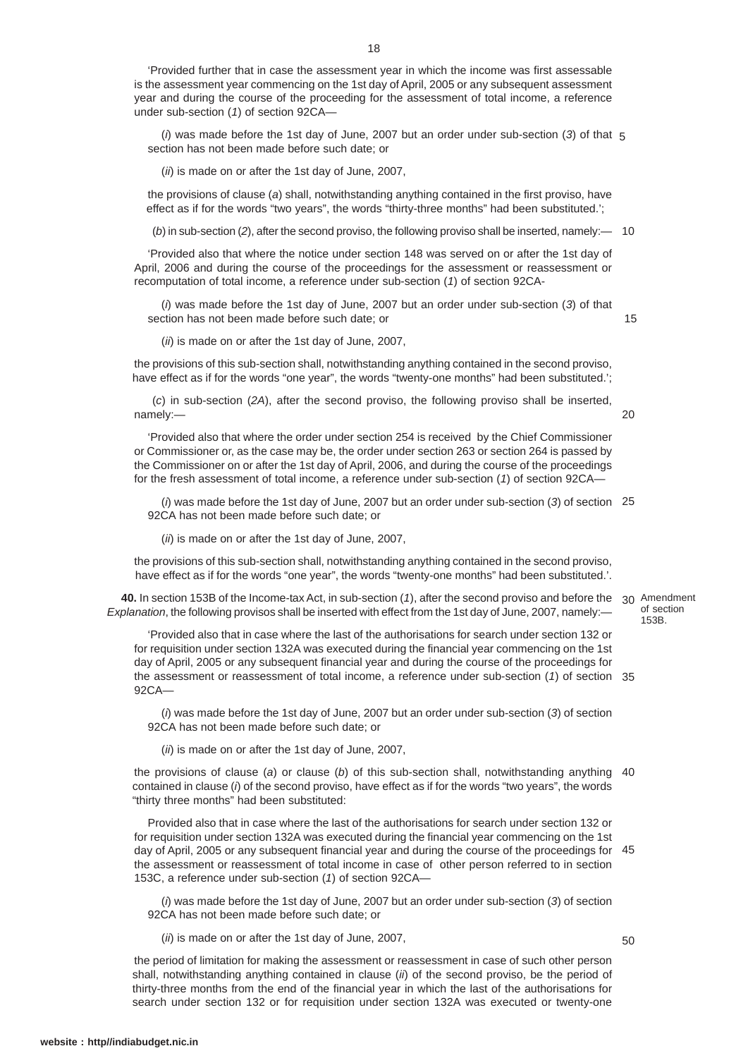'Provided further that in case the assessment year in which the income was first assessable is the assessment year commencing on the 1st day of April, 2005 or any subsequent assessment year and during the course of the proceeding for the assessment of total income, a reference under sub-section (*1*) of section 92CA—

(*i*) was made before the 1st day of June, 2007 but an order under sub-section (*3*) of that section has not been made before such date; or

(*ii*) is made on or after the 1st day of June, 2007,

the provisions of clause (*a*) shall, notwithstanding anything contained in the first proviso, have effect as if for the words "two years", the words "thirty-three months" had been substituted.';

(*b*) in sub-section (*2*), after the second proviso, the following proviso shall be inserted, namely:—

'Provided also that where the notice under section 148 was served on or after the 1st day of April, 2006 and during the course of the proceedings for the assessment or reassessment or recomputation of total income, a reference under sub-section (*1*) of section 92CA-

(*i*) was made before the 1st day of June, 2007 but an order under sub-section (*3*) of that section has not been made before such date; or

(*ii*) is made on or after the 1st day of June, 2007,

the provisions of this sub-section shall, notwithstanding anything contained in the second proviso, have effect as if for the words "one year", the words "twenty-one months" had been substituted.';

(*c*) in sub-section (*2A*), after the second proviso, the following proviso shall be inserted, namely:—

'Provided also that where the order under section 254 is received by the Chief Commissioner or Commissioner or, as the case may be, the order under section 263 or section 264 is passed by the Commissioner on or after the 1st day of April, 2006, and during the course of the proceedings for the fresh assessment of total income, a reference under sub-section (*1*) of section 92CA—

(*i*) was made before the 1st day of June, 2007 but an order under sub-section (*3*) of section 92CA has not been made before such date; or

(*ii*) is made on or after the 1st day of June, 2007,

the provisions of this sub-section shall, notwithstanding anything contained in the second proviso, have effect as if for the words "one year", the words "twenty-one months" had been substituted.'.

Amendment of section 153B.

**40.** In section 153B of the Income-tax Act, in sub-section (*1*), after the second proviso and before the *Explanation*, the following provisos shall be inserted with effect from the 1st day of June, 2007, namely:—

'Provided also that in case where the last of the authorisations for search under section 132 or for requisition under section 132A was executed during the financial year commencing on the 1st day of April, 2005 or any subsequent financial year and during the course of the proceedings for the assessment or reassessment of total income, a reference under sub-section (*1*) of section 92CA—

(*i*) was made before the 1st day of June, 2007 but an order under sub-section (*3*) of section 92CA has not been made before such date; or

(*ii*) is made on or after the 1st day of June, 2007,

the provisions of clause (*a*) or clause (*b*) of this sub-section shall, notwithstanding anything contained in clause (*i*) of the second proviso, have effect as if for the words "two years", the words "thirty three months" had been substituted:

Provided also that in case where the last of the authorisations for search under section 132 or for requisition under section 132A was executed during the financial year commencing on the 1st day of April, 2005 or any subsequent financial year and during the course of the proceedings for the assessment or reassessment of total income in case of other person referred to in section 153C, a reference under sub-section (*1*) of section 92CA—

(*i*) was made before the 1st day of June, 2007 but an order under sub-section (*3*) of section 92CA has not been made before such date; or

(*ii*) is made on or after the 1st day of June, 2007,

the period of limitation for making the assessment or reassessment in case of such other person shall, notwithstanding anything contained in clause (*ii*) of the second proviso, be the period of thirty-three months from the end of the financial year in which the last of the authorisations for search under section 132 or for requisition under section 132A was executed or twenty-one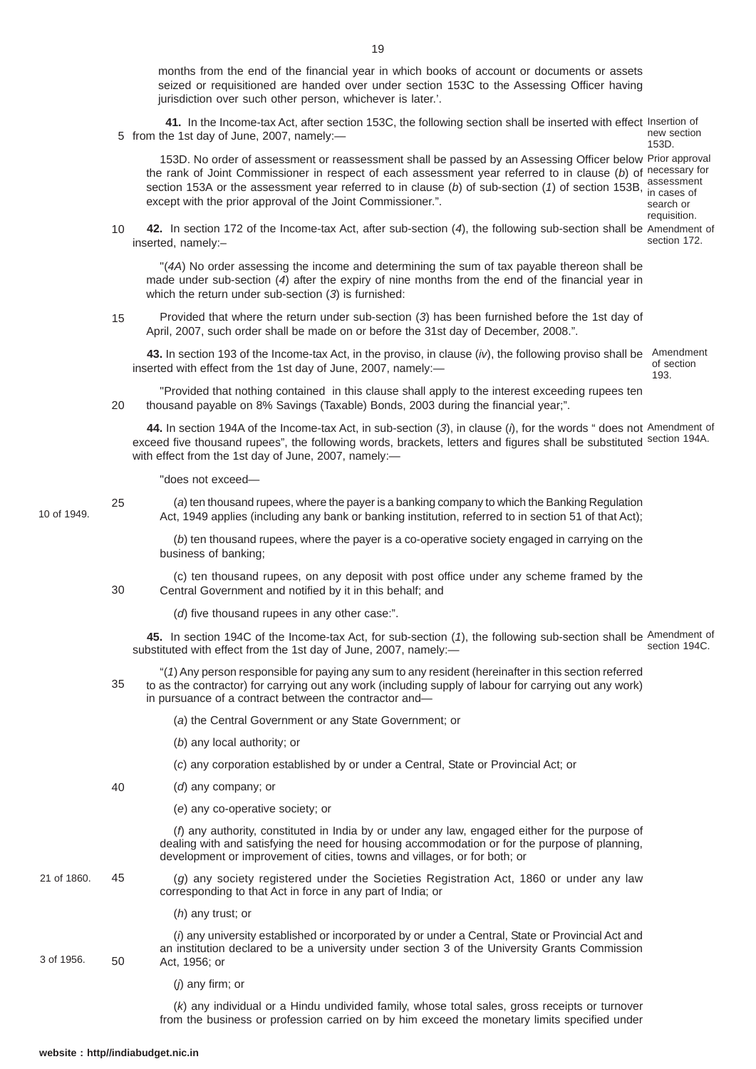months from the end of the financial year in which books of account or documents or assets seized or requisitioned are handed over under section 153C to the Assessing Officer having jurisdiction over such other person, whichever is later.'.

*Insertion of new section 153D.*

**41.** In the Income-tax Act, after section 153C, the following section shall be inserted with effect from the 1st day of June, 2007, namely:—

*Prior approval necessary for assessment in cases of search or requisition.*

153D. No order of assessment or reassessment shall be passed by an Assessing Officer below the rank of Joint Commissioner in respect of each assessment year referred to in clause (*b*) of section 153A or the assessment year referred to in clause (*b*) of sub-section (*1*) of section 153B, except with the prior approval of the Joint Commissioner.".

*Amendment of section 172.*

**42.** In section 172 of the Income-tax Act, after sub-section (*4*), the following sub-section shall be inserted, namely:–

"(*4A*) No order assessing the income and determining the sum of tax payable thereon shall be made under sub-section (*4*) after the expiry of nine months from the end of the financial year in which the return under sub-section (*3*) is furnished:

Provided that where the return under sub-section (*3*) has been furnished before the 1st day of April, 2007, such order shall be made on or before the 31st day of December, 2008.".

*Amendment of section 193.*

**43.** In section 193 of the Income-tax Act, in the proviso, in clause (*iv*), the following proviso shall be inserted with effect from the 1st day of June, 2007, namely:—

"Provided that nothing contained in this clause shall apply to the interest exceeding rupees ten thousand payable on 8% Savings (Taxable) Bonds, 2003 during the financial year;".

*Amendment of section 194A.*

**44.** In section 194A of the Income-tax Act, in sub-section (*3*), in clause (*i*), for the words " does not exceed five thousand rupees", the following words, brackets, letters and figures shall be substituted with effect from the 1st day of June, 2007, namely:—

"does not exceed—

(*a*) ten thousand rupees, where the payer is a banking company to which the Banking Regulation Act, 1949 applies (including any bank or banking institution, referred to in section 51 of that Act); *10 of 1949.*

(*b*) ten thousand rupees, where the payer is a co-operative society engaged in carrying on the business of banking;

(c) ten thousand rupees, on any deposit with post office under any scheme framed by the Central Government and notified by it in this behalf; and

(*d*) five thousand rupees in any other case:".

*Amendment of section 194C.*

**45.** In section 194C of the Income-tax Act, for sub-section (*1*), the following sub-section shall be substituted with effect from the 1st day of June, 2007, namely:—

"(*1*) Any person responsible for paying any sum to any resident (hereinafter in this section referred to as the contractor) for carrying out any work (including supply of labour for carrying out any work) in pursuance of a contract between the contractor and—

(*a*) the Central Government or any State Government; or

(*b*) any local authority; or

(*c*) any corporation established by or under a Central, State or Provincial Act; or

(*d*) any company; or

(*e*) any co-operative society; or

(*f*) any authority, constituted in India by or under any law, engaged either for the purpose of dealing with and satisfying the need for housing accommodation or for the purpose of planning, development or improvement of cities, towns and villages, or for both; or

(*g*) any society registered under the Societies Registration Act, 1860 or under any law corresponding to that Act in force in any part of India; or *21 of 1860.*

(*h*) any trust; or

(*i*) any university established or incorporated by or under a Central, State or Provincial Act and an institution declared to be a university under section 3 of the University Grants Commission Act, 1956; or *3 of 1956.*

(*j*) any firm; or

(*k*) any individual or a Hindu undivided family, whose total sales, gross receipts or turnover from the business or profession carried on by him exceed the monetary limits specified under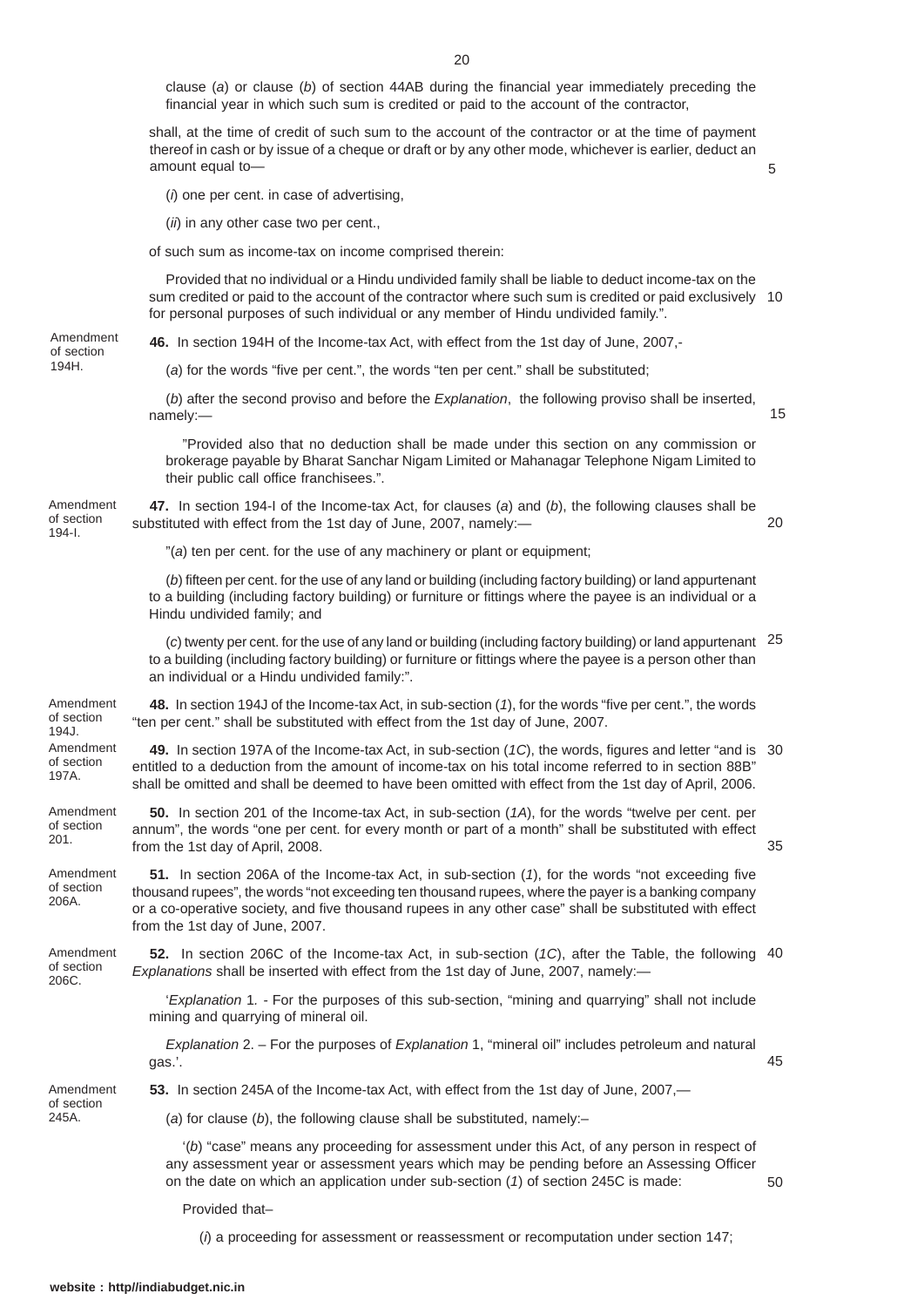clause (*a*) or clause (*b*) of section 44AB during the financial year immediately preceding the financial year in which such sum is credited or paid to the account of the contractor,

shall, at the time of credit of such sum to the account of the contractor or at the time of payment thereof in cash or by issue of a cheque or draft or by any other mode, whichever is earlier, deduct an amount equal to—

(*i*) one per cent. in case of advertising,

(*ii*) in any other case two per cent.,

of such sum as income-tax on income comprised therein:

Provided that no individual or a Hindu undivided family shall be liable to deduct income-tax on the sum credited or paid to the account of the contractor where such sum is credited or paid exclusively for personal purposes of such individual or any member of Hindu undivided family.".

Amendment of section 194H.

**46.** In section 194H of the Income-tax Act, with effect from the 1st day of June, 2007,-

(*a*) for the words "five per cent.", the words "ten per cent." shall be substituted;

(*b*) after the second proviso and before the *Explanation*, the following proviso shall be inserted, namely:—

"Provided also that no deduction shall be made under this section on any commission or brokerage payable by Bharat Sanchar Nigam Limited or Mahanagar Telephone Nigam Limited to their public call office franchisees.".

Amendment of section 194-I.

**47.** In section 194-I of the Income-tax Act, for clauses (*a*) and (*b*), the following clauses shall be substituted with effect from the 1st day of June, 2007, namely:—

"(*a*) ten per cent. for the use of any machinery or plant or equipment;

(*b*) fifteen per cent. for the use of any land or building (including factory building) or land appurtenant to a building (including factory building) or furniture or fittings where the payee is an individual or a Hindu undivided family; and

(*c*) twenty per cent. for the use of any land or building (including factory building) or land appurtenant to a building (including factory building) or furniture or fittings where the payee is a person other than an individual or a Hindu undivided family:".

Amendment of section 194J.

**48.** In section 194J of the Income-tax Act, in sub-section (*1*), for the words "five per cent.", the words "ten per cent." shall be substituted with effect from the 1st day of June, 2007.

Amendment of section 197A.

**49.** In section 197A of the Income-tax Act, in sub-section (*1C*), the words, figures and letter "and is entitled to a deduction from the amount of income-tax on his total income referred to in section 88B" shall be omitted and shall be deemed to have been omitted with effect from the 1st day of April, 2006.

Amendment of section 201.

**50.** In section 201 of the Income-tax Act, in sub-section (*1A*), for the words "twelve per cent. per annum", the words "one per cent. for every month or part of a month" shall be substituted with effect from the 1st day of April, 2008.

Amendment of section 206A.

**51.** In section 206A of the Income-tax Act, in sub-section (*1*), for the words "not exceeding five thousand rupees", the words "not exceeding ten thousand rupees, where the payer is a banking company or a co-operative society, and five thousand rupees in any other case" shall be substituted with effect from the 1st day of June, 2007.

Amendment of section 206C.

**52.** In section 206C of the Income-tax Act, in sub-section (*1C*), after the Table, the following *Explanations* shall be inserted with effect from the 1st day of June, 2007, namely:—

'*Explanation* 1. - For the purposes of this sub-section, "mining and quarrying" shall not include mining and quarrying of mineral oil.

*Explanation* 2. – For the purposes of *Explanation* 1, "mineral oil" includes petroleum and natural gas.'.

Amendment of section 245A.

**53.** In section 245A of the Income-tax Act, with effect from the 1st day of June, 2007,—

(*a*) for clause (*b*), the following clause shall be substituted, namely:–

'(*b*) "case" means any proceeding for assessment under this Act, of any person in respect of any assessment year or assessment years which may be pending before an Assessing Officer on the date on which an application under sub-section (*1*) of section 245C is made:

Provided that–

(*i*) a proceeding for assessment or reassessment or recomputation under section 147;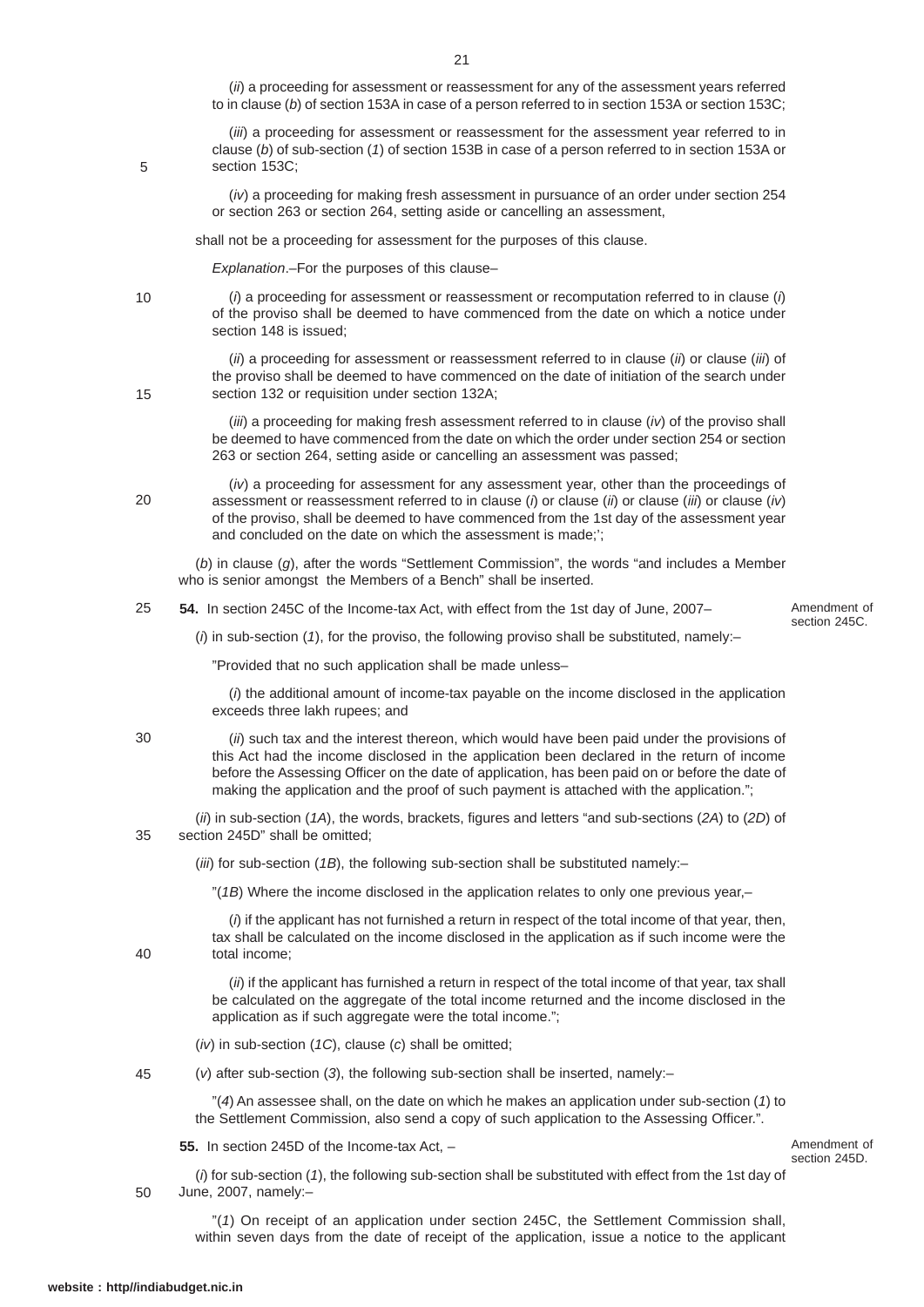(*ii*) a proceeding for assessment or reassessment for any of the assessment years referred to in clause (*b*) of section 153A in case of a person referred to in section 153A or section 153C;

(*iii*) a proceeding for assessment or reassessment for the assessment year referred to in clause (*b*) of sub-section (*1*) of section 153B in case of a person referred to in section 153A or section 153C;

(*iv*) a proceeding for making fresh assessment in pursuance of an order under section 254 or section 263 or section 264, setting aside or cancelling an assessment,

shall not be a proceeding for assessment for the purposes of this clause.

*Explanation*.–For the purposes of this clause–

(*i*) a proceeding for assessment or reassessment or recomputation referred to in clause (*i*) of the proviso shall be deemed to have commenced from the date on which a notice under section 148 is issued;

(*ii*) a proceeding for assessment or reassessment referred to in clause (*ii*) or clause (*iii*) of the proviso shall be deemed to have commenced on the date of initiation of the search under section 132 or requisition under section 132A;

(*iii*) a proceeding for making fresh assessment referred to in clause (*iv*) of the proviso shall be deemed to have commenced from the date on which the order under section 254 or section 263 or section 264, setting aside or cancelling an assessment was passed;

(*iv*) a proceeding for assessment for any assessment year, other than the proceedings of assessment or reassessment referred to in clause (*i*) or clause (*ii*) or clause (*iii*) or clause (*iv*) of the proviso, shall be deemed to have commenced from the 1st day of the assessment year and concluded on the date on which the assessment is made;';

(*b*) in clause (*g*), after the words "Settlement Commission", the words "and includes a Member who is senior amongst the Members of a Bench" shall be inserted.

Amendment of section 245C.

**54.** In section 245C of the Income-tax Act, with effect from the 1st day of June, 2007–

(*i*) in sub-section (*1*), for the proviso, the following proviso shall be substituted, namely:–

"Provided that no such application shall be made unless–

(*i*) the additional amount of income-tax payable on the income disclosed in the application exceeds three lakh rupees; and

(*ii*) such tax and the interest thereon, which would have been paid under the provisions of this Act had the income disclosed in the application been declared in the return of income before the Assessing Officer on the date of application, has been paid on or before the date of making the application and the proof of such payment is attached with the application.";

(*ii*) in sub-section (*1A*), the words, brackets, figures and letters "and sub-sections (*2A*) to (*2D*) of section 245D" shall be omitted;

(*iii*) for sub-section (*1B*), the following sub-section shall be substituted namely:–

"(*1B*) Where the income disclosed in the application relates to only one previous year,–

(*i*) if the applicant has not furnished a return in respect of the total income of that year, then, tax shall be calculated on the income disclosed in the application as if such income were the total income;

(*ii*) if the applicant has furnished a return in respect of the total income of that year, tax shall be calculated on the aggregate of the total income returned and the income disclosed in the application as if such aggregate were the total income.";

(*iv*) in sub-section (*1C*), clause (*c*) shall be omitted;

(*v*) after sub-section (*3*), the following sub-section shall be inserted, namely:–

"(*4*) An assessee shall, on the date on which he makes an application under sub-section (*1*) to the Settlement Commission, also send a copy of such application to the Assessing Officer.".

Amendment of section 245D.

**55.** In section 245D of the Income-tax Act, –

(*i*) for sub-section (*1*), the following sub-section shall be substituted with effect from the 1st day of June, 2007, namely:–

"(*1*) On receipt of an application under section 245C, the Settlement Commission shall, within seven days from the date of receipt of the application, issue a notice to the applicant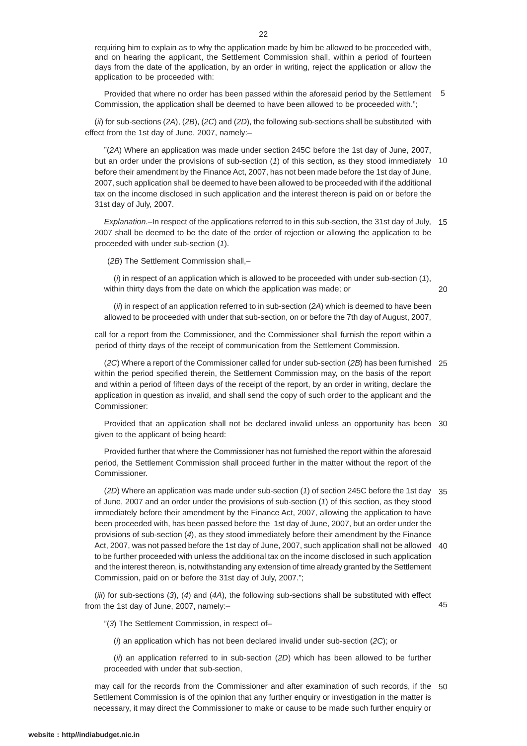requiring him to explain as to why the application made by him be allowed to be proceeded with, and on hearing the applicant, the Settlement Commission shall, within a period of fourteen days from the date of the application, by an order in writing, reject the application or allow the application to be proceeded with:

Provided that where no order has been passed within the aforesaid period by the Settlement Commission, the application shall be deemed to have been allowed to be proceeded with.";

(*ii*) for sub-sections (*2A*), (*2B*), (*2C*) and (*2D*), the following sub-sections shall be substituted with effect from the 1st day of June, 2007, namely:–

"(*2A*) Where an application was made under section 245C before the 1st day of June, 2007, but an order under the provisions of sub-section (*1*) of this section, as they stood immediately before their amendment by the Finance Act, 2007, has not been made before the 1st day of June, 2007, such application shall be deemed to have been allowed to be proceeded with if the additional tax on the income disclosed in such application and the interest thereon is paid on or before the 31st day of July, 2007.

*Explanation*.–In respect of the applications referred to in this sub-section, the 31st day of July, 2007 shall be deemed to be the date of the order of rejection or allowing the application to be proceeded with under sub-section (*1*).

(*2B*) The Settlement Commission shall,–

(*i*) in respect of an application which is allowed to be proceeded with under sub-section (*1*), within thirty days from the date on which the application was made; or

(*ii*) in respect of an application referred to in sub-section (*2A*) which is deemed to have been allowed to be proceeded with under that sub-section, on or before the 7th day of August, 2007,

call for a report from the Commissioner, and the Commissioner shall furnish the report within a period of thirty days of the receipt of communication from the Settlement Commission.

(*2C*) Where a report of the Commissioner called for under sub-section (*2B*) has been furnished within the period specified therein, the Settlement Commission may, on the basis of the report and within a period of fifteen days of the receipt of the report, by an order in writing, declare the application in question as invalid, and shall send the copy of such order to the applicant and the Commissioner:

Provided that an application shall not be declared invalid unless an opportunity has been given to the applicant of being heard:

Provided further that where the Commissioner has not furnished the report within the aforesaid period, the Settlement Commission shall proceed further in the matter without the report of the Commissioner.

(*2D*) Where an application was made under sub-section (*1*) of section 245C before the 1st day of June, 2007 and an order under the provisions of sub-section (*1*) of this section, as they stood immediately before their amendment by the Finance Act, 2007, allowing the application to have been proceeded with, has been passed before the 1st day of June, 2007, but an order under the provisions of sub-section (*4*), as they stood immediately before their amendment by the Finance Act, 2007, was not passed before the 1st day of June, 2007, such application shall not be allowed to be further proceeded with unless the additional tax on the income disclosed in such application and the interest thereon, is, notwithstanding any extension of time already granted by the Settlement Commission, paid on or before the 31st day of July, 2007.";

(*iii*) for sub-sections (*3*), (*4*) and (*4A*), the following sub-sections shall be substituted with effect from the 1st day of June, 2007, namely:–

"(*3*) The Settlement Commission, in respect of–

(*i*) an application which has not been declared invalid under sub-section (*2C*); or

(*ii*) an application referred to in sub-section (*2D*) which has been allowed to be further proceeded with under that sub-section,

may call for the records from the Commissioner and after examination of such records, if the Settlement Commission is of the opinion that any further enquiry or investigation in the matter is necessary, it may direct the Commissioner to make or cause to be made such further enquiry or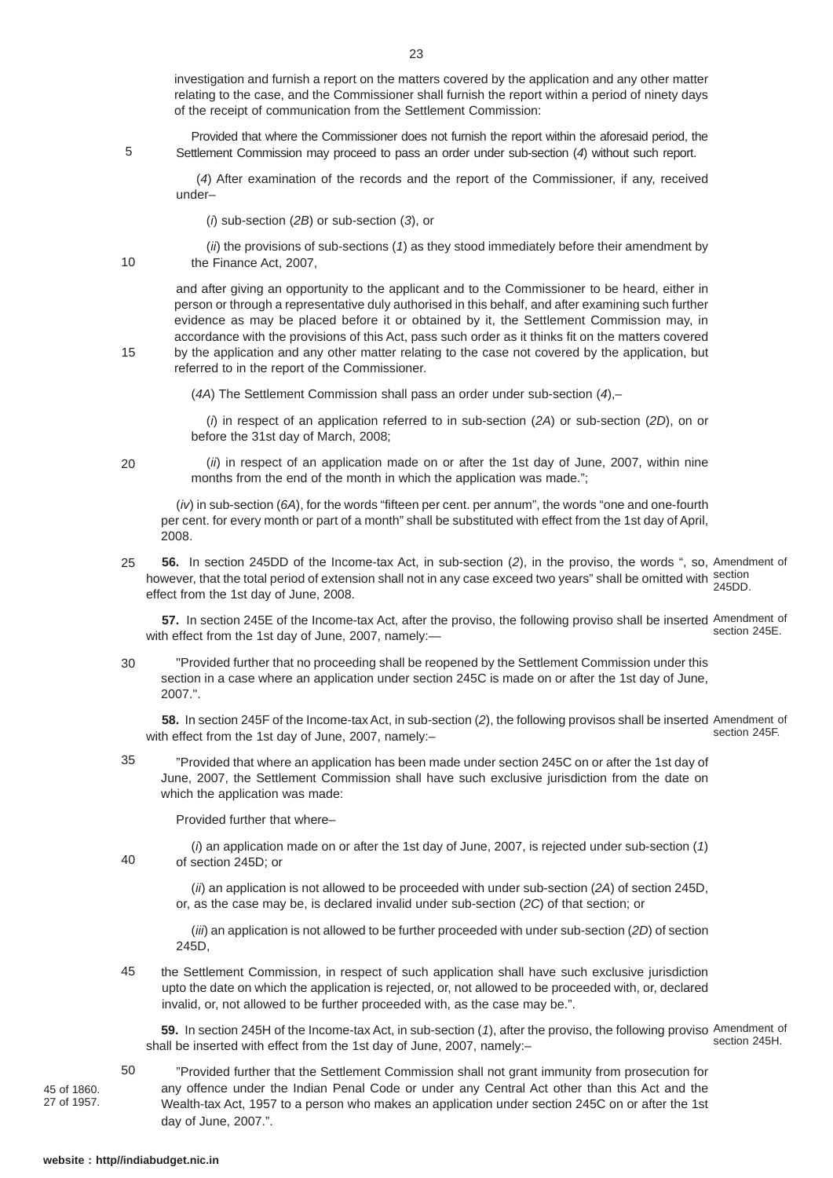investigation and furnish a report on the matters covered by the application and any other matter relating to the case, and the Commissioner shall furnish the report within a period of ninety days of the receipt of communication from the Settlement Commission:

Provided that where the Commissioner does not furnish the report within the aforesaid period, the Settlement Commission may proceed to pass an order under sub-section (*4*) without such report.

(*4*) After examination of the records and the report of the Commissioner, if any, received under–

(*i*) sub-section (*2B*) or sub-section (*3*), or

(*ii*) the provisions of sub-sections (*1*) as they stood immediately before their amendment by the Finance Act, 2007,

and after giving an opportunity to the applicant and to the Commissioner to be heard, either in person or through a representative duly authorised in this behalf, and after examining such further evidence as may be placed before it or obtained by it, the Settlement Commission may, in accordance with the provisions of this Act, pass such order as it thinks fit on the matters covered by the application and any other matter relating to the case not covered by the application, but referred to in the report of the Commissioner.

(*4A*) The Settlement Commission shall pass an order under sub-section (*4*),–

(*i*) in respect of an application referred to in sub-section (*2A*) or sub-section (*2D*), on or before the 31st day of March, 2008;

(*ii*) in respect of an application made on or after the 1st day of June, 2007, within nine months from the end of the month in which the application was made.";

(*iv*) in sub-section (*6A*), for the words "fifteen per cent. per annum", the words "one and one-fourth per cent. for every month or part of a month" shall be substituted with effect from the 1st day of April, 2008.

Amendment of section 245DD.

**56.** In section 245DD of the Income-tax Act, in sub-section (*2*), in the proviso, the words ", so, however, that the total period of extension shall not in any case exceed two years" shall be omitted with effect from the 1st day of June, 2008.

Amendment of section 245E.

**57.** In section 245E of the Income-tax Act, after the proviso, the following proviso shall be inserted with effect from the 1st day of June, 2007, namely:—

"Provided further that no proceeding shall be reopened by the Settlement Commission under this section in a case where an application under section 245C is made on or after the 1st day of June, 2007.".

Amendment of section 245F.

**58.** In section 245F of the Income-tax Act, in sub-section (*2*), the following provisos shall be inserted with effect from the 1st day of June, 2007, namely:–

"Provided that where an application has been made under section 245C on or after the 1st day of June, 2007, the Settlement Commission shall have such exclusive jurisdiction from the date on which the application was made:

Provided further that where–

(*i*) an application made on or after the 1st day of June, 2007, is rejected under sub-section (*1*) of section 245D; or

(*ii*) an application is not allowed to be proceeded with under sub-section (*2A*) of section 245D, or, as the case may be, is declared invalid under sub-section (*2C*) of that section; or

(*iii*) an application is not allowed to be further proceeded with under sub-section (*2D*) of section 245D,

the Settlement Commission, in respect of such application shall have such exclusive jurisdiction upto the date on which the application is rejected, or, not allowed to be proceeded with, or, declared invalid, or, not allowed to be further proceeded with, as the case may be.".

Amendment of section 245H.

**59.** In section 245H of the Income-tax Act, in sub-section (*1*), after the proviso, the following proviso shall be inserted with effect from the 1st day of June, 2007, namely:–

45 of 1860.
27 of 1957.

"Provided further that the Settlement Commission shall not grant immunity from prosecution for any offence under the Indian Penal Code or under any Central Act other than this Act and the Wealth-tax Act, 1957 to a person who makes an application under section 245C on or after the 1st day of June, 2007.".